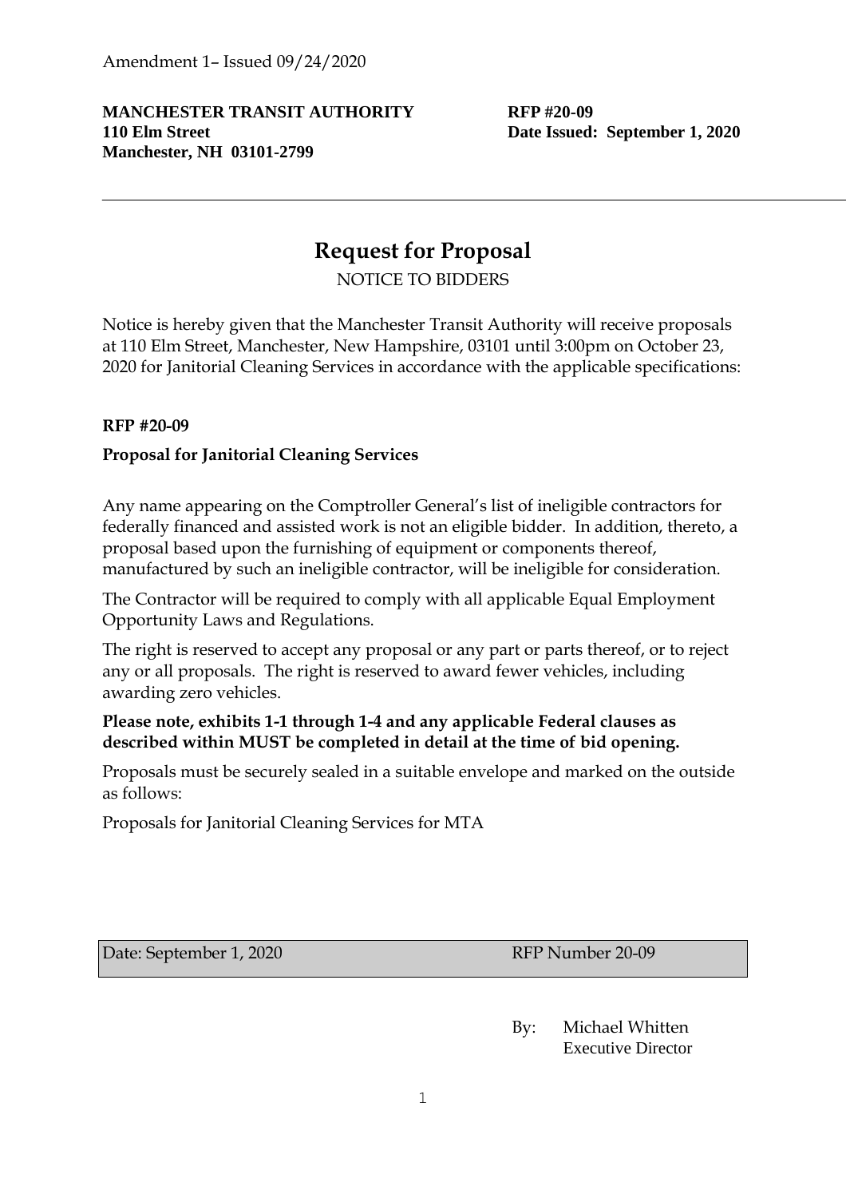Amendment 1– Issued 09/24/2020

**MANCHESTER TRANSIT AUTHORITY**
**110 Elm Street**
**Manchester, NH 03101-2799**

**RFP #20-09**
**Date Issued: September 1, 2020**

---

# Request for Proposal

NOTICE TO BIDDERS

Notice is hereby given that the Manchester Transit Authority will receive proposals at 110 Elm Street, Manchester, New Hampshire, 03101 until 3:00pm on October 23, 2020 for Janitorial Cleaning Services in accordance with the applicable specifications:

**RFP #20-09**

**Proposal for Janitorial Cleaning Services**

Any name appearing on the Comptroller General's list of ineligible contractors for federally financed and assisted work is not an eligible bidder. In addition, thereto, a proposal based upon the furnishing of equipment or components thereof, manufactured by such an ineligible contractor, will be ineligible for consideration.

The Contractor will be required to comply with all applicable Equal Employment Opportunity Laws and Regulations.

The right is reserved to accept any proposal or any part or parts thereof, or to reject any or all proposals. The right is reserved to award fewer vehicles, including awarding zero vehicles.

**Please note, exhibits 1-1 through 1-4 and any applicable Federal clauses as described within MUST be completed in detail at the time of bid opening.**

Proposals must be securely sealed in a suitable envelope and marked on the outside as follows:

Proposals for Janitorial Cleaning Services for MTA

| Date: September 1, 2020 | RFP Number 20-09 |
|---|---|

By: Michael Whitten
Executive Director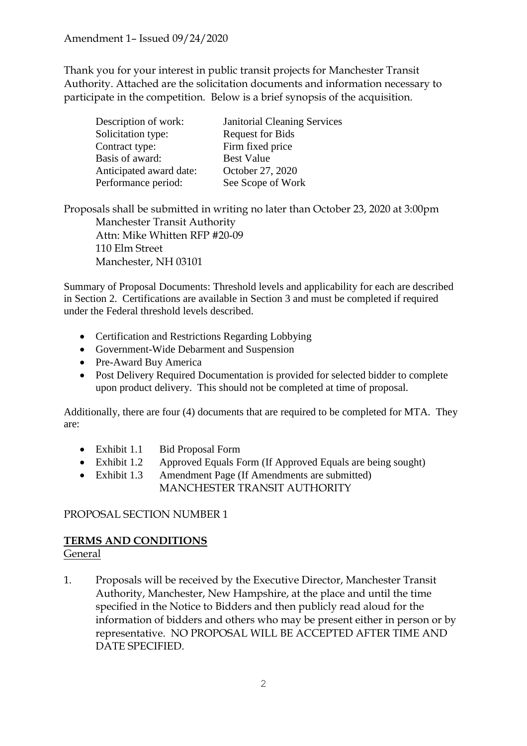Amendment 1– Issued 09/24/2020

Thank you for your interest in public transit projects for Manchester Transit Authority. Attached are the solicitation documents and information necessary to participate in the competition. Below is a brief synopsis of the acquisition.

| | |
|---|---|
| Description of work: | Janitorial Cleaning Services |
| Solicitation type: | Request for Bids |
| Contract type: | Firm fixed price |
| Basis of award: | Best Value |
| Anticipated award date: | October 27, 2020 |
| Performance period: | See Scope of Work |

Proposals shall be submitted in writing no later than October 23, 2020 at 3:00pm

Manchester Transit Authority
Attn: Mike Whitten RFP #20-09
110 Elm Street
Manchester, NH 03101

Summary of Proposal Documents: Threshold levels and applicability for each are described in Section 2. Certifications are available in Section 3 and must be completed if required under the Federal threshold levels described.

- Certification and Restrictions Regarding Lobbying
- Government-Wide Debarment and Suspension
- Pre-Award Buy America
- Post Delivery Required Documentation is provided for selected bidder to complete upon product delivery. This should not be completed at time of proposal.

Additionally, there are four (4) documents that are required to be completed for MTA. They are:

- Exhibit 1.1 Bid Proposal Form
- Exhibit 1.2 Approved Equals Form (If Approved Equals are being sought)
- Exhibit 1.3 Amendment Page (If Amendments are submitted)

MANCHESTER TRANSIT AUTHORITY

PROPOSAL SECTION NUMBER 1

## TERMS AND CONDITIONS

General

1. Proposals will be received by the Executive Director, Manchester Transit Authority, Manchester, New Hampshire, at the place and until the time specified in the Notice to Bidders and then publicly read aloud for the information of bidders and others who may be present either in person or by representative. NO PROPOSAL WILL BE ACCEPTED AFTER TIME AND DATE SPECIFIED.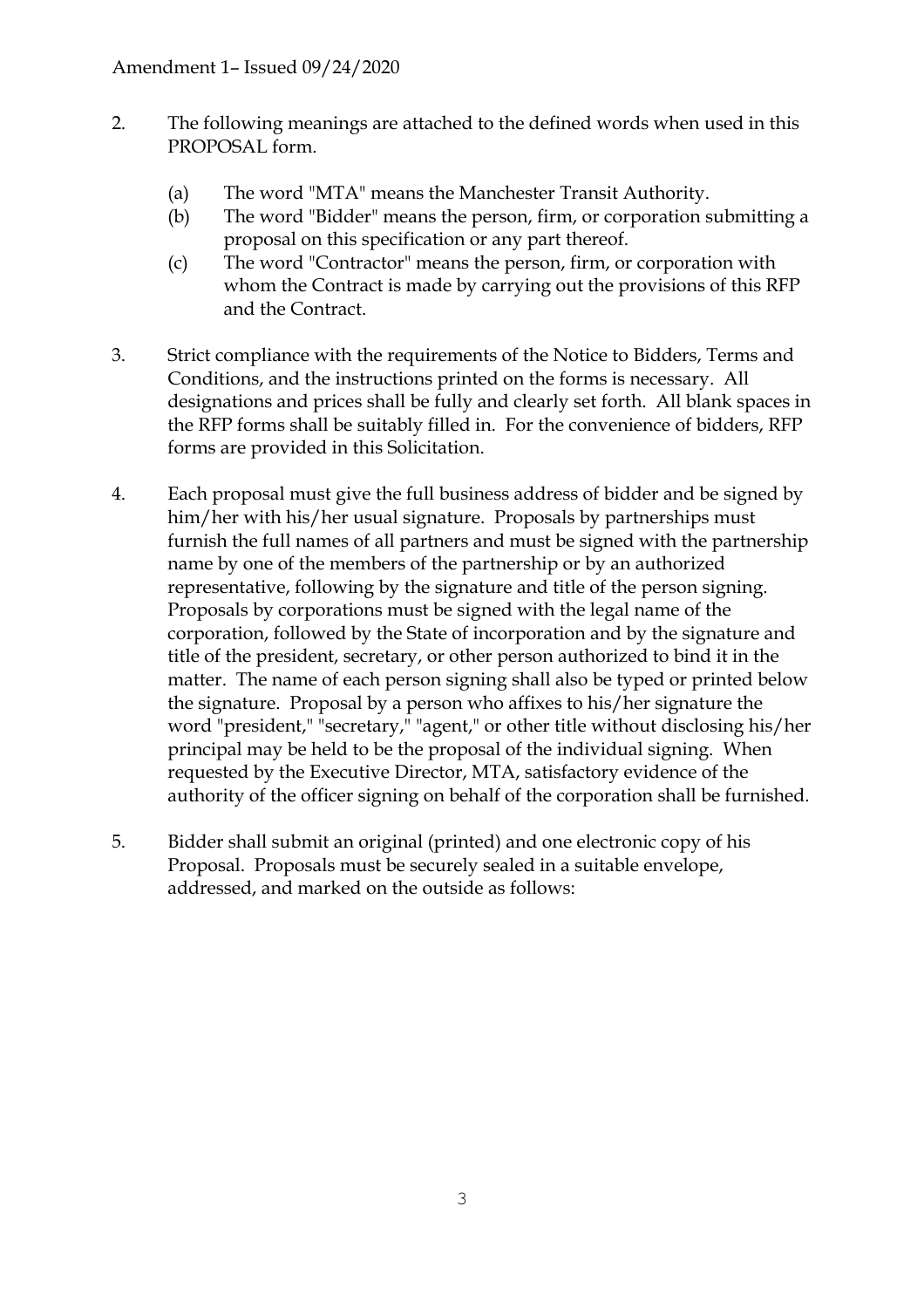Amendment 1– Issued 09/24/2020

2. The following meanings are attached to the defined words when used in this PROPOSAL form.

   (a) The word "MTA" means the Manchester Transit Authority.

   (b) The word "Bidder" means the person, firm, or corporation submitting a proposal on this specification or any part thereof.

   (c) The word "Contractor" means the person, firm, or corporation with whom the Contract is made by carrying out the provisions of this RFP and the Contract.

3. Strict compliance with the requirements of the Notice to Bidders, Terms and Conditions, and the instructions printed on the forms is necessary. All designations and prices shall be fully and clearly set forth. All blank spaces in the RFP forms shall be suitably filled in. For the convenience of bidders, RFP forms are provided in this Solicitation.

4. Each proposal must give the full business address of bidder and be signed by him/her with his/her usual signature. Proposals by partnerships must furnish the full names of all partners and must be signed with the partnership name by one of the members of the partnership or by an authorized representative, following by the signature and title of the person signing. Proposals by corporations must be signed with the legal name of the corporation, followed by the State of incorporation and by the signature and title of the president, secretary, or other person authorized to bind it in the matter. The name of each person signing shall also be typed or printed below the signature. Proposal by a person who affixes to his/her signature the word "president," "secretary," "agent," or other title without disclosing his/her principal may be held to be the proposal of the individual signing. When requested by the Executive Director, MTA, satisfactory evidence of the authority of the officer signing on behalf of the corporation shall be furnished.

5. Bidder shall submit an original (printed) and one electronic copy of his Proposal. Proposals must be securely sealed in a suitable envelope, addressed, and marked on the outside as follows: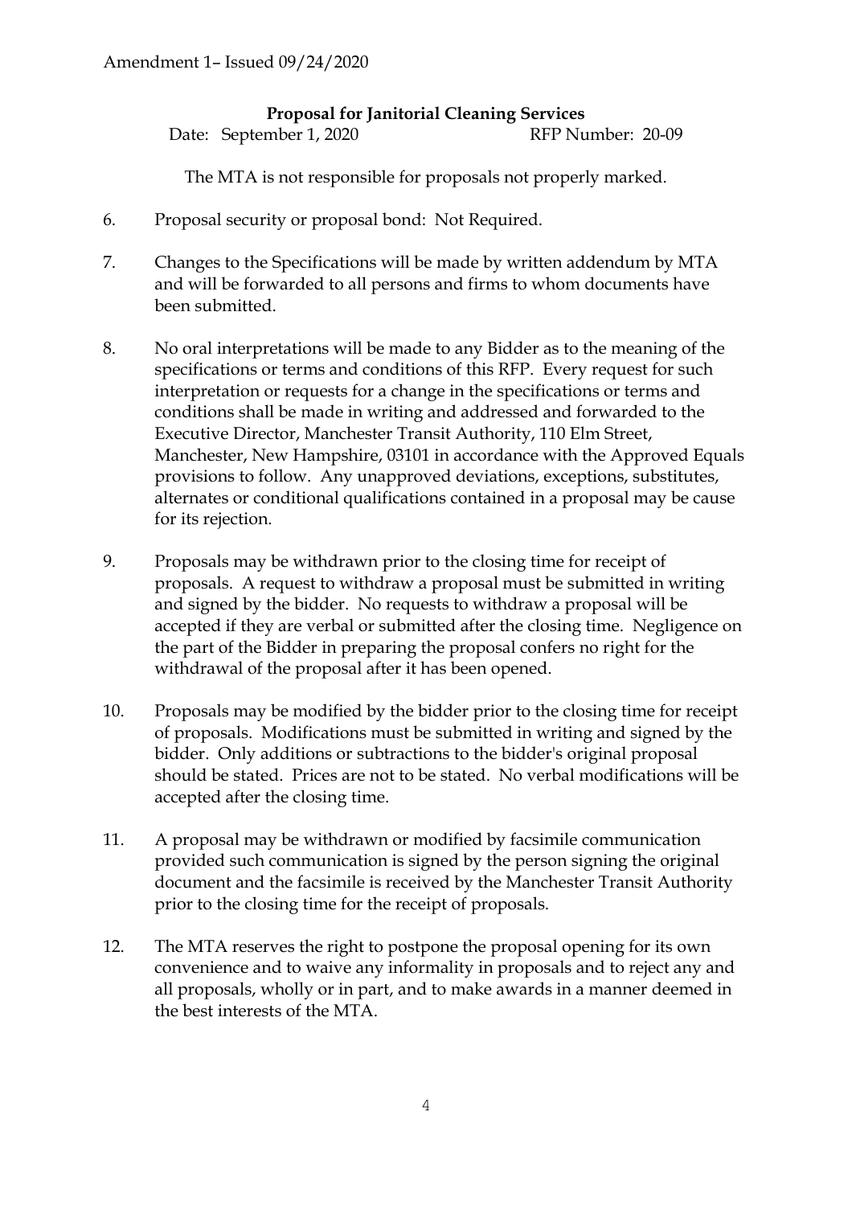Amendment 1– Issued 09/24/2020

**Proposal for Janitorial Cleaning Services**

Date: September 1, 2020 RFP Number: 20-09

The MTA is not responsible for proposals not properly marked.

6. Proposal security or proposal bond: Not Required.

7. Changes to the Specifications will be made by written addendum by MTA and will be forwarded to all persons and firms to whom documents have been submitted.

8. No oral interpretations will be made to any Bidder as to the meaning of the specifications or terms and conditions of this RFP. Every request for such interpretation or requests for a change in the specifications or terms and conditions shall be made in writing and addressed and forwarded to the Executive Director, Manchester Transit Authority, 110 Elm Street, Manchester, New Hampshire, 03101 in accordance with the Approved Equals provisions to follow. Any unapproved deviations, exceptions, substitutes, alternates or conditional qualifications contained in a proposal may be cause for its rejection.

9. Proposals may be withdrawn prior to the closing time for receipt of proposals. A request to withdraw a proposal must be submitted in writing and signed by the bidder. No requests to withdraw a proposal will be accepted if they are verbal or submitted after the closing time. Negligence on the part of the Bidder in preparing the proposal confers no right for the withdrawal of the proposal after it has been opened.

10. Proposals may be modified by the bidder prior to the closing time for receipt of proposals. Modifications must be submitted in writing and signed by the bidder. Only additions or subtractions to the bidder's original proposal should be stated. Prices are not to be stated. No verbal modifications will be accepted after the closing time.

11. A proposal may be withdrawn or modified by facsimile communication provided such communication is signed by the person signing the original document and the facsimile is received by the Manchester Transit Authority prior to the closing time for the receipt of proposals.

12. The MTA reserves the right to postpone the proposal opening for its own convenience and to waive any informality in proposals and to reject any and all proposals, wholly or in part, and to make awards in a manner deemed in the best interests of the MTA.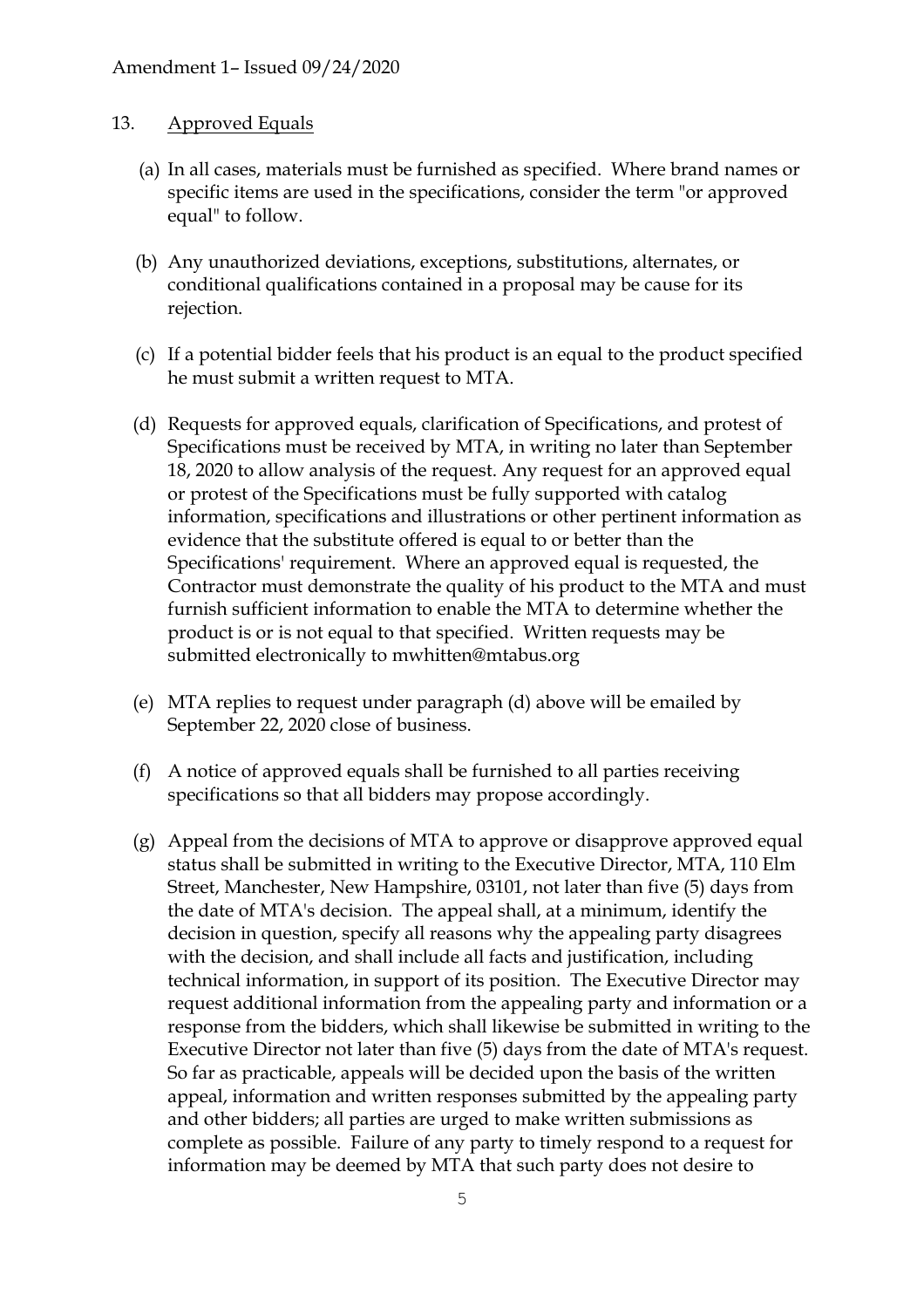Amendment 1– Issued 09/24/2020

13. Approved Equals

(a) In all cases, materials must be furnished as specified. Where brand names or specific items are used in the specifications, consider the term "or approved equal" to follow.

(b) Any unauthorized deviations, exceptions, substitutions, alternates, or conditional qualifications contained in a proposal may be cause for its rejection.

(c) If a potential bidder feels that his product is an equal to the product specified he must submit a written request to MTA.

(d) Requests for approved equals, clarification of Specifications, and protest of Specifications must be received by MTA, in writing no later than September 18, 2020 to allow analysis of the request. Any request for an approved equal or protest of the Specifications must be fully supported with catalog information, specifications and illustrations or other pertinent information as evidence that the substitute offered is equal to or better than the Specifications' requirement. Where an approved equal is requested, the Contractor must demonstrate the quality of his product to the MTA and must furnish sufficient information to enable the MTA to determine whether the product is or is not equal to that specified. Written requests may be submitted electronically to mwhitten@mtabus.org

(e) MTA replies to request under paragraph (d) above will be emailed by September 22, 2020 close of business.

(f) A notice of approved equals shall be furnished to all parties receiving specifications so that all bidders may propose accordingly.

(g) Appeal from the decisions of MTA to approve or disapprove approved equal status shall be submitted in writing to the Executive Director, MTA, 110 Elm Street, Manchester, New Hampshire, 03101, not later than five (5) days from the date of MTA's decision. The appeal shall, at a minimum, identify the decision in question, specify all reasons why the appealing party disagrees with the decision, and shall include all facts and justification, including technical information, in support of its position. The Executive Director may request additional information from the appealing party and information or a response from the bidders, which shall likewise be submitted in writing to the Executive Director not later than five (5) days from the date of MTA's request. So far as practicable, appeals will be decided upon the basis of the written appeal, information and written responses submitted by the appealing party and other bidders; all parties are urged to make written submissions as complete as possible. Failure of any party to timely respond to a request for information may be deemed by MTA that such party does not desire to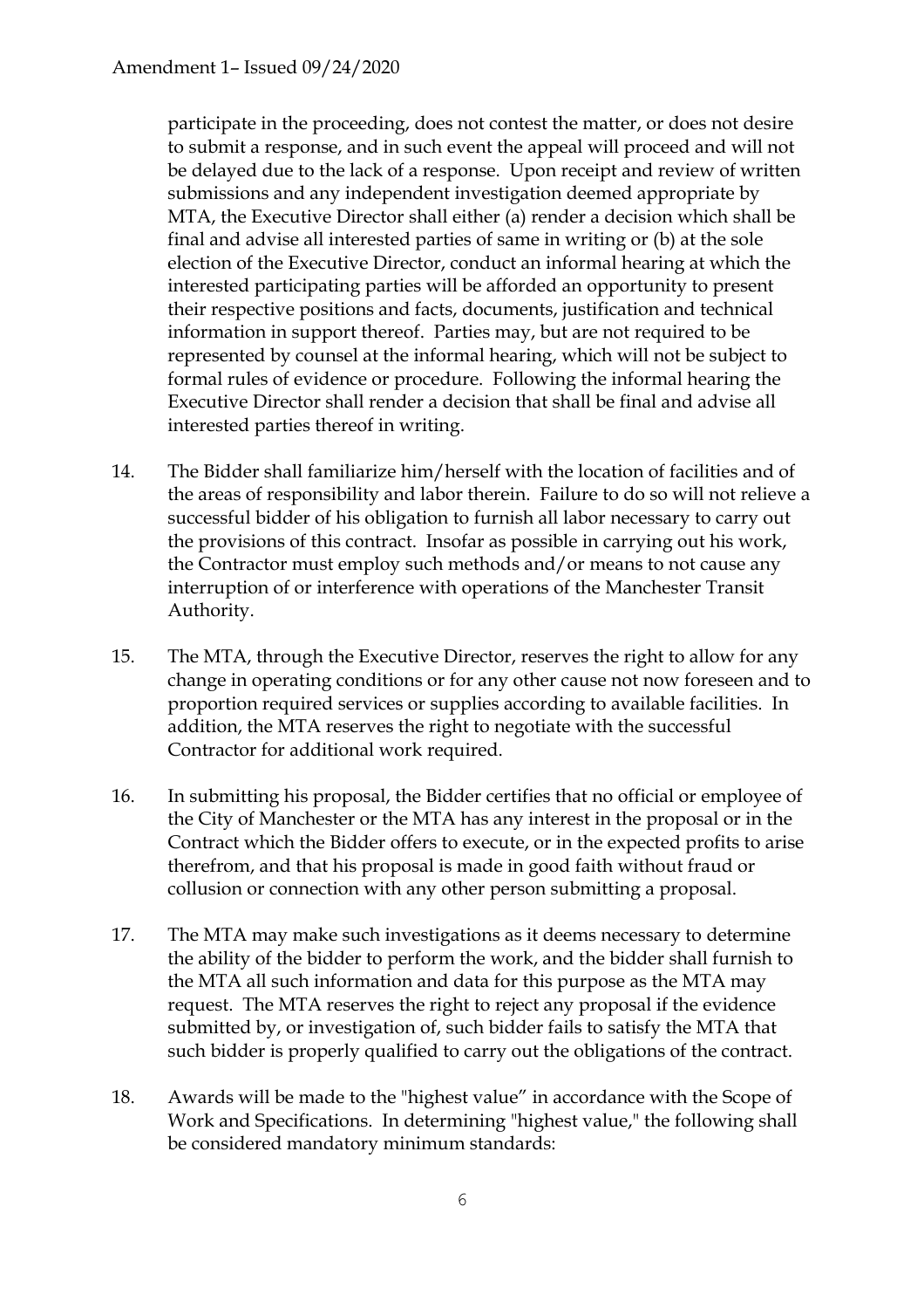participate in the proceeding, does not contest the matter, or does not desire to submit a response, and in such event the appeal will proceed and will not be delayed due to the lack of a response. Upon receipt and review of written submissions and any independent investigation deemed appropriate by MTA, the Executive Director shall either (a) render a decision which shall be final and advise all interested parties of same in writing or (b) at the sole election of the Executive Director, conduct an informal hearing at which the interested participating parties will be afforded an opportunity to present their respective positions and facts, documents, justification and technical information in support thereof. Parties may, but are not required to be represented by counsel at the informal hearing, which will not be subject to formal rules of evidence or procedure. Following the informal hearing the Executive Director shall render a decision that shall be final and advise all interested parties thereof in writing.

14. The Bidder shall familiarize him/herself with the location of facilities and of the areas of responsibility and labor therein. Failure to do so will not relieve a successful bidder of his obligation to furnish all labor necessary to carry out the provisions of this contract. Insofar as possible in carrying out his work, the Contractor must employ such methods and/or means to not cause any interruption of or interference with operations of the Manchester Transit Authority.

15. The MTA, through the Executive Director, reserves the right to allow for any change in operating conditions or for any other cause not now foreseen and to proportion required services or supplies according to available facilities. In addition, the MTA reserves the right to negotiate with the successful Contractor for additional work required.

16. In submitting his proposal, the Bidder certifies that no official or employee of the City of Manchester or the MTA has any interest in the proposal or in the Contract which the Bidder offers to execute, or in the expected profits to arise therefrom, and that his proposal is made in good faith without fraud or collusion or connection with any other person submitting a proposal.

17. The MTA may make such investigations as it deems necessary to determine the ability of the bidder to perform the work, and the bidder shall furnish to the MTA all such information and data for this purpose as the MTA may request. The MTA reserves the right to reject any proposal if the evidence submitted by, or investigation of, such bidder fails to satisfy the MTA that such bidder is properly qualified to carry out the obligations of the contract.

18. Awards will be made to the "highest value" in accordance with the Scope of Work and Specifications. In determining "highest value," the following shall be considered mandatory minimum standards: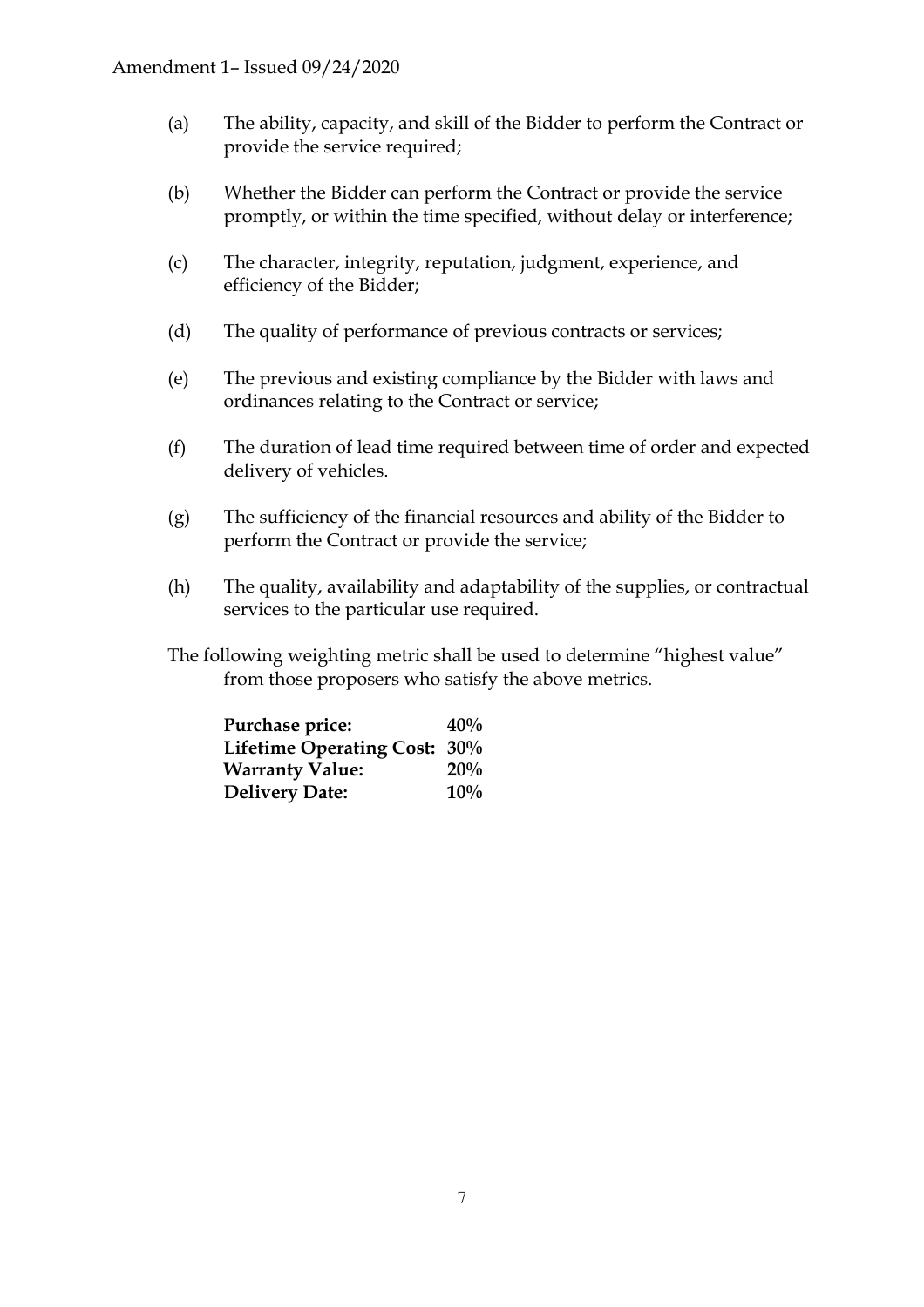(a) The ability, capacity, and skill of the Bidder to perform the Contract or provide the service required;

(b) Whether the Bidder can perform the Contract or provide the service promptly, or within the time specified, without delay or interference;

(c) The character, integrity, reputation, judgment, experience, and efficiency of the Bidder;

(d) The quality of performance of previous contracts or services;

(e) The previous and existing compliance by the Bidder with laws and ordinances relating to the Contract or service;

(f) The duration of lead time required between time of order and expected delivery of vehicles.

(g) The sufficiency of the financial resources and ability of the Bidder to perform the Contract or provide the service;

(h) The quality, availability and adaptability of the supplies, or contractual services to the particular use required.

The following weighting metric shall be used to determine "highest value" from those proposers who satisfy the above metrics.

**Purchase price:** **40%**
**Lifetime Operating Cost:** **30%**
**Warranty Value:** **20%**
**Delivery Date:** **10%**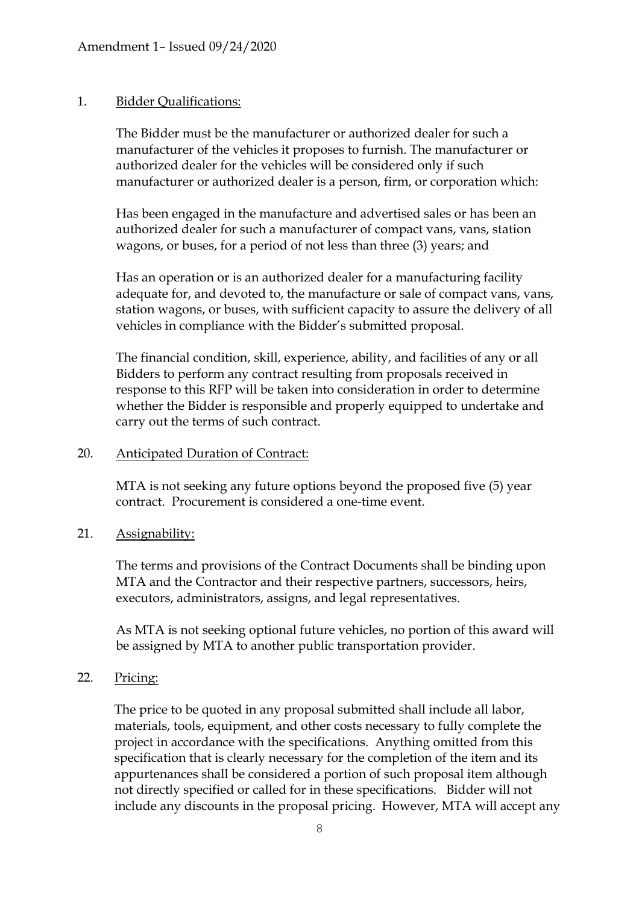Amendment 1– Issued 09/24/2020

1. <u>Bidder Qualifications:</u>

   The Bidder must be the manufacturer or authorized dealer for such a manufacturer of the vehicles it proposes to furnish. The manufacturer or authorized dealer for the vehicles will be considered only if such manufacturer or authorized dealer is a person, firm, or corporation which:

   Has been engaged in the manufacture and advertised sales or has been an authorized dealer for such a manufacturer of compact vans, vans, station wagons, or buses, for a period of not less than three (3) years; and

   Has an operation or is an authorized dealer for a manufacturing facility adequate for, and devoted to, the manufacture or sale of compact vans, vans, station wagons, or buses, with sufficient capacity to assure the delivery of all vehicles in compliance with the Bidder's submitted proposal.

   The financial condition, skill, experience, ability, and facilities of any or all Bidders to perform any contract resulting from proposals received in response to this RFP will be taken into consideration in order to determine whether the Bidder is responsible and properly equipped to undertake and carry out the terms of such contract.

20. <u>Anticipated Duration of Contract:</u>

    MTA is not seeking any future options beyond the proposed five (5) year contract. Procurement is considered a one-time event.

21. <u>Assignability:</u>

    The terms and provisions of the Contract Documents shall be binding upon MTA and the Contractor and their respective partners, successors, heirs, executors, administrators, assigns, and legal representatives.

    As MTA is not seeking optional future vehicles, no portion of this award will be assigned by MTA to another public transportation provider.

22. <u>Pricing:</u>

    The price to be quoted in any proposal submitted shall include all labor, materials, tools, equipment, and other costs necessary to fully complete the project in accordance with the specifications. Anything omitted from this specification that is clearly necessary for the completion of the item and its appurtenances shall be considered a portion of such proposal item although not directly specified or called for in these specifications. Bidder will not include any discounts in the proposal pricing. However, MTA will accept any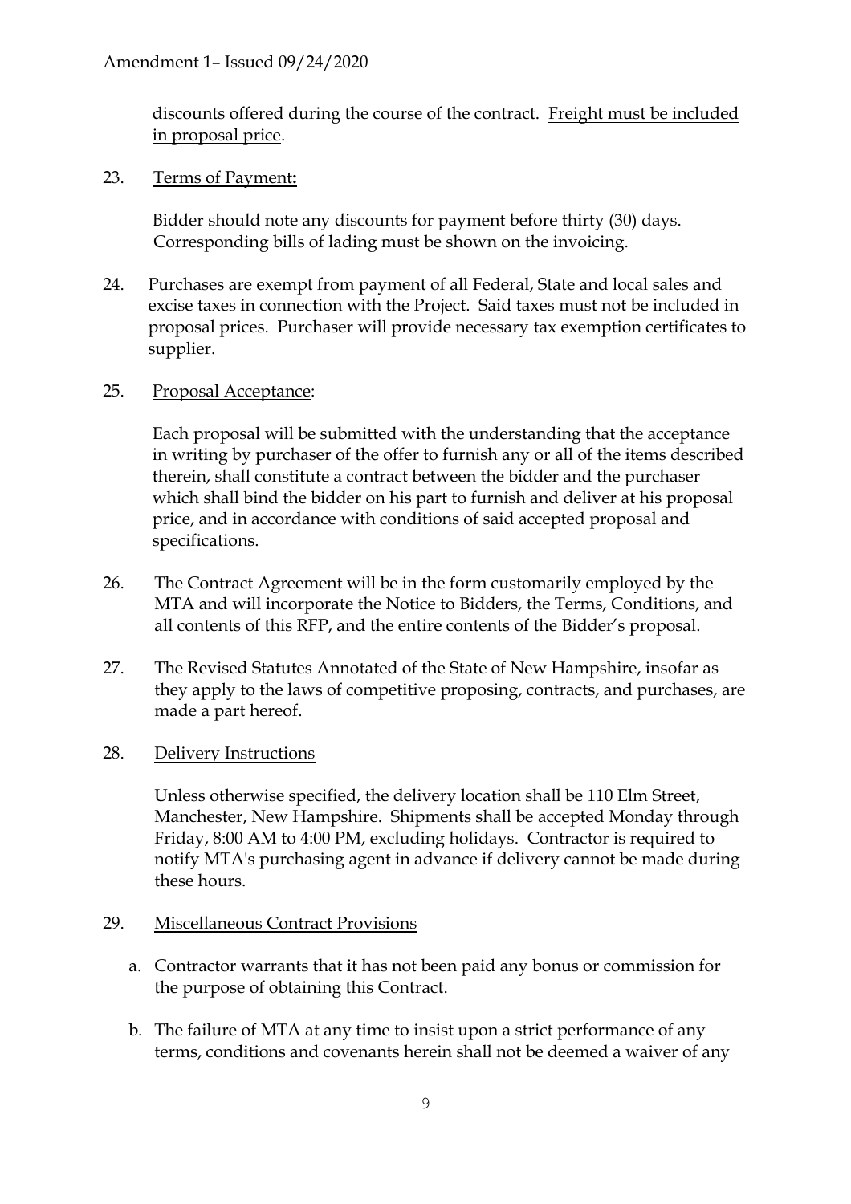Amendment 1– Issued 09/24/2020

discounts offered during the course of the contract. <u>Freight must be included in proposal price</u>.

23. <u>Terms of Payment</u>**:**

    Bidder should note any discounts for payment before thirty (30) days. Corresponding bills of lading must be shown on the invoicing.

24. Purchases are exempt from payment of all Federal, State and local sales and excise taxes in connection with the Project. Said taxes must not be included in proposal prices. Purchaser will provide necessary tax exemption certificates to supplier.

25. <u>Proposal Acceptance</u>:

    Each proposal will be submitted with the understanding that the acceptance in writing by purchaser of the offer to furnish any or all of the items described therein, shall constitute a contract between the bidder and the purchaser which shall bind the bidder on his part to furnish and deliver at his proposal price, and in accordance with conditions of said accepted proposal and specifications.

26. The Contract Agreement will be in the form customarily employed by the MTA and will incorporate the Notice to Bidders, the Terms, Conditions, and all contents of this RFP, and the entire contents of the Bidder's proposal.

27. The Revised Statutes Annotated of the State of New Hampshire, insofar as they apply to the laws of competitive proposing, contracts, and purchases, are made a part hereof.

28. <u>Delivery Instructions</u>

    Unless otherwise specified, the delivery location shall be 110 Elm Street, Manchester, New Hampshire. Shipments shall be accepted Monday through Friday, 8:00 AM to 4:00 PM, excluding holidays. Contractor is required to notify MTA's purchasing agent in advance if delivery cannot be made during these hours.

29. <u>Miscellaneous Contract Provisions</u>

    a. Contractor warrants that it has not been paid any bonus or commission for the purpose of obtaining this Contract.

    b. The failure of MTA at any time to insist upon a strict performance of any terms, conditions and covenants herein shall not be deemed a waiver of any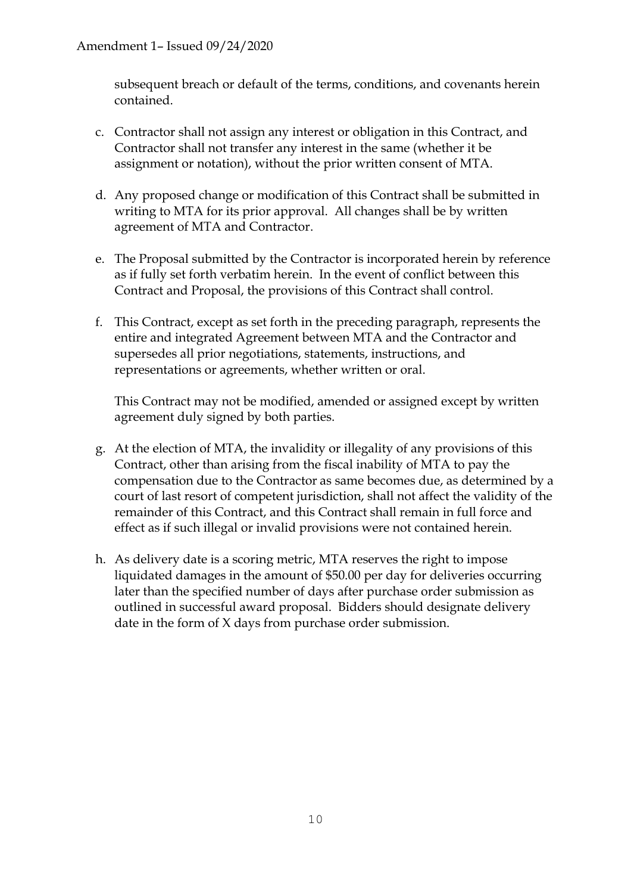subsequent breach or default of the terms, conditions, and covenants herein contained.

c. Contractor shall not assign any interest or obligation in this Contract, and Contractor shall not transfer any interest in the same (whether it be assignment or notation), without the prior written consent of MTA.

d. Any proposed change or modification of this Contract shall be submitted in writing to MTA for its prior approval. All changes shall be by written agreement of MTA and Contractor.

e. The Proposal submitted by the Contractor is incorporated herein by reference as if fully set forth verbatim herein. In the event of conflict between this Contract and Proposal, the provisions of this Contract shall control.

f. This Contract, except as set forth in the preceding paragraph, represents the entire and integrated Agreement between MTA and the Contractor and supersedes all prior negotiations, statements, instructions, and representations or agreements, whether written or oral.

   This Contract may not be modified, amended or assigned except by written agreement duly signed by both parties.

g. At the election of MTA, the invalidity or illegality of any provisions of this Contract, other than arising from the fiscal inability of MTA to pay the compensation due to the Contractor as same becomes due, as determined by a court of last resort of competent jurisdiction, shall not affect the validity of the remainder of this Contract, and this Contract shall remain in full force and effect as if such illegal or invalid provisions were not contained herein.

h. As delivery date is a scoring metric, MTA reserves the right to impose liquidated damages in the amount of $50.00 per day for deliveries occurring later than the specified number of days after purchase order submission as outlined in successful award proposal. Bidders should designate delivery date in the form of X days from purchase order submission.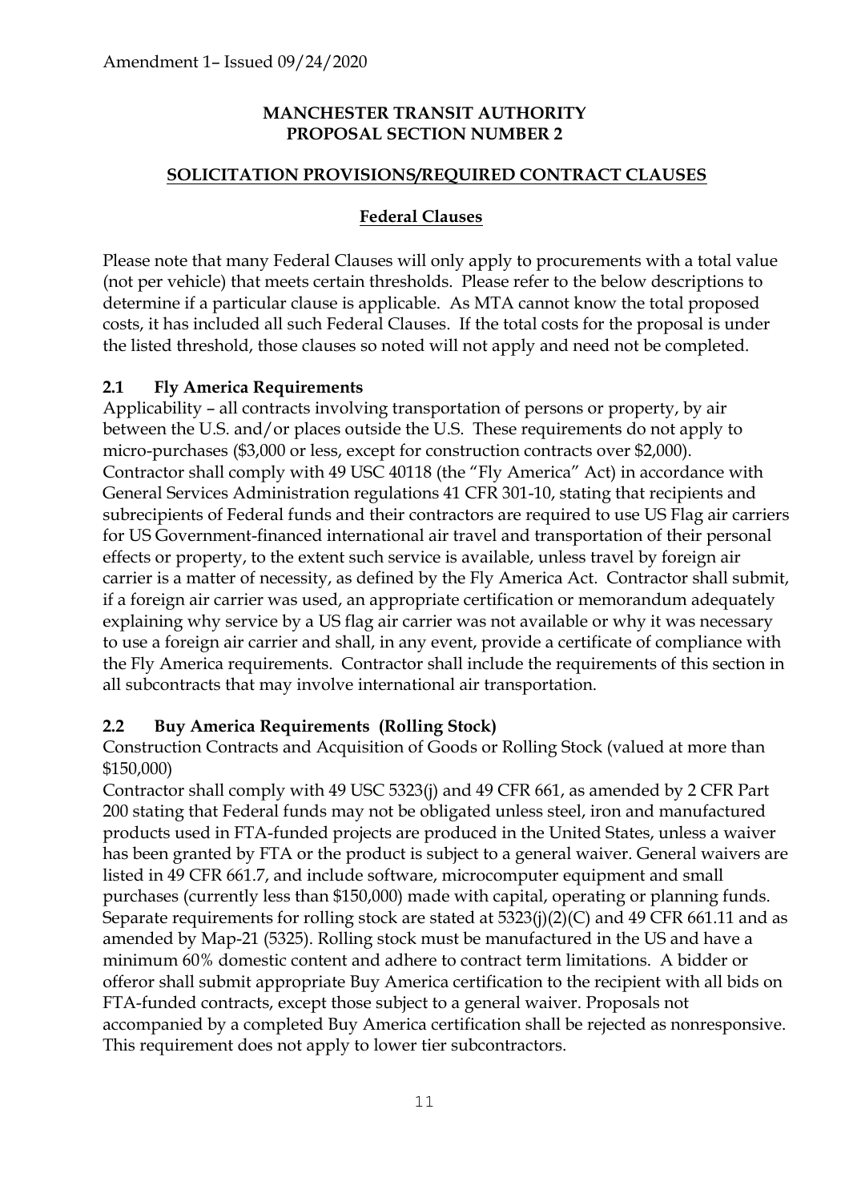Amendment 1– Issued 09/24/2020

**MANCHESTER TRANSIT AUTHORITY**
**PROPOSAL SECTION NUMBER 2**

**SOLICITATION PROVISIONS/REQUIRED CONTRACT CLAUSES**

**Federal Clauses**

Please note that many Federal Clauses will only apply to procurements with a total value (not per vehicle) that meets certain thresholds. Please refer to the below descriptions to determine if a particular clause is applicable. As MTA cannot know the total proposed costs, it has included all such Federal Clauses. If the total costs for the proposal is under the listed threshold, those clauses so noted will not apply and need not be completed.

### 2.1 Fly America Requirements

Applicability – all contracts involving transportation of persons or property, by air between the U.S. and/or places outside the U.S. These requirements do not apply to micro-purchases ($3,000 or less, except for construction contracts over $2,000). Contractor shall comply with 49 USC 40118 (the "Fly America" Act) in accordance with General Services Administration regulations 41 CFR 301-10, stating that recipients and subrecipients of Federal funds and their contractors are required to use US Flag air carriers for US Government-financed international air travel and transportation of their personal effects or property, to the extent such service is available, unless travel by foreign air carrier is a matter of necessity, as defined by the Fly America Act. Contractor shall submit, if a foreign air carrier was used, an appropriate certification or memorandum adequately explaining why service by a US flag air carrier was not available or why it was necessary to use a foreign air carrier and shall, in any event, provide a certificate of compliance with the Fly America requirements. Contractor shall include the requirements of this section in all subcontracts that may involve international air transportation.

### 2.2 Buy America Requirements (Rolling Stock)

Construction Contracts and Acquisition of Goods or Rolling Stock (valued at more than $150,000)

Contractor shall comply with 49 USC 5323(j) and 49 CFR 661, as amended by 2 CFR Part 200 stating that Federal funds may not be obligated unless steel, iron and manufactured products used in FTA-funded projects are produced in the United States, unless a waiver has been granted by FTA or the product is subject to a general waiver. General waivers are listed in 49 CFR 661.7, and include software, microcomputer equipment and small purchases (currently less than $150,000) made with capital, operating or planning funds. Separate requirements for rolling stock are stated at 5323(j)(2)(C) and 49 CFR 661.11 and as amended by Map-21 (5325). Rolling stock must be manufactured in the US and have a minimum 60% domestic content and adhere to contract term limitations. A bidder or offeror shall submit appropriate Buy America certification to the recipient with all bids on FTA-funded contracts, except those subject to a general waiver. Proposals not accompanied by a completed Buy America certification shall be rejected as nonresponsive. This requirement does not apply to lower tier subcontractors.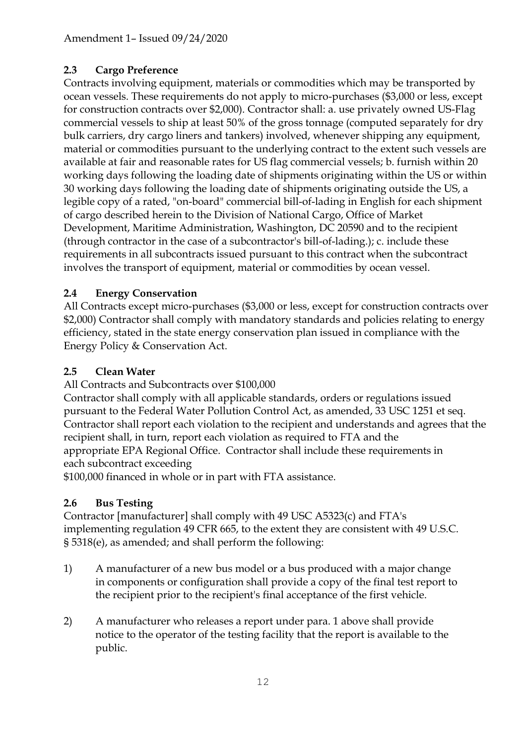Amendment 1– Issued 09/24/2020

## 2.3 Cargo Preference

Contracts involving equipment, materials or commodities which may be transported by ocean vessels. These requirements do not apply to micro-purchases ($3,000 or less, except for construction contracts over $2,000). Contractor shall: a. use privately owned US-Flag commercial vessels to ship at least 50% of the gross tonnage (computed separately for dry bulk carriers, dry cargo liners and tankers) involved, whenever shipping any equipment, material or commodities pursuant to the underlying contract to the extent such vessels are available at fair and reasonable rates for US flag commercial vessels; b. furnish within 20 working days following the loading date of shipments originating within the US or within 30 working days following the loading date of shipments originating outside the US, a legible copy of a rated, "on-board" commercial bill-of-lading in English for each shipment of cargo described herein to the Division of National Cargo, Office of Market Development, Maritime Administration, Washington, DC 20590 and to the recipient (through contractor in the case of a subcontractor's bill-of-lading.); c. include these requirements in all subcontracts issued pursuant to this contract when the subcontract involves the transport of equipment, material or commodities by ocean vessel.

## 2.4 Energy Conservation

All Contracts except micro-purchases ($3,000 or less, except for construction contracts over $2,000) Contractor shall comply with mandatory standards and policies relating to energy efficiency, stated in the state energy conservation plan issued in compliance with the Energy Policy & Conservation Act.

## 2.5 Clean Water

All Contracts and Subcontracts over $100,000

Contractor shall comply with all applicable standards, orders or regulations issued pursuant to the Federal Water Pollution Control Act, as amended, 33 USC 1251 et seq. Contractor shall report each violation to the recipient and understands and agrees that the recipient shall, in turn, report each violation as required to FTA and the appropriate EPA Regional Office. Contractor shall include these requirements in each subcontract exceeding $100,000 financed in whole or in part with FTA assistance.

## 2.6 Bus Testing

Contractor [manufacturer] shall comply with 49 USC A5323(c) and FTA's implementing regulation 49 CFR 665, to the extent they are consistent with 49 U.S.C. § 5318(e), as amended; and shall perform the following:

1) A manufacturer of a new bus model or a bus produced with a major change in components or configuration shall provide a copy of the final test report to the recipient prior to the recipient's final acceptance of the first vehicle.

2) A manufacturer who releases a report under para. 1 above shall provide notice to the operator of the testing facility that the report is available to the public.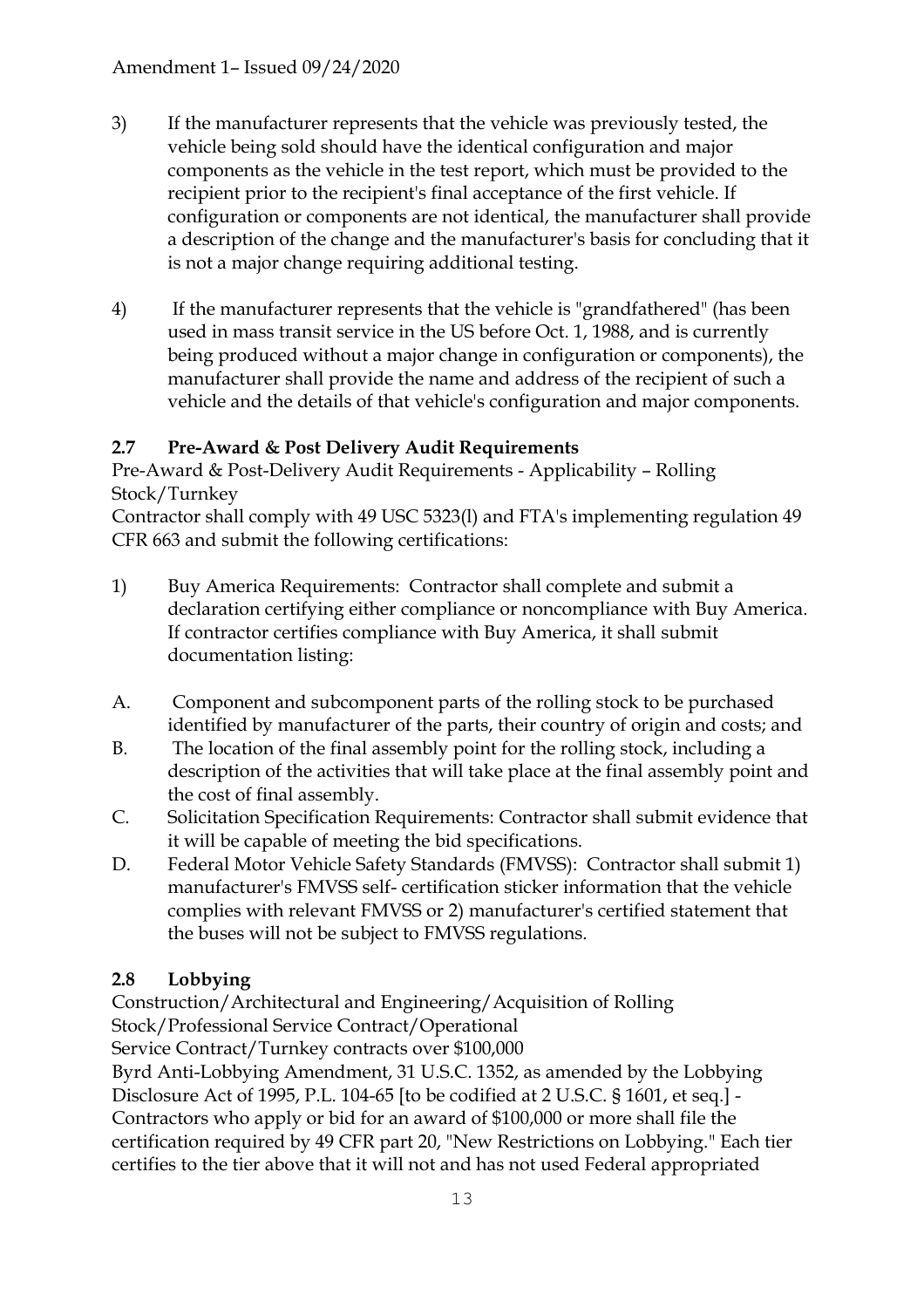3) If the manufacturer represents that the vehicle was previously tested, the vehicle being sold should have the identical configuration and major components as the vehicle in the test report, which must be provided to the recipient prior to the recipient's final acceptance of the first vehicle. If configuration or components are not identical, the manufacturer shall provide a description of the change and the manufacturer's basis for concluding that it is not a major change requiring additional testing.

4) If the manufacturer represents that the vehicle is "grandfathered" (has been used in mass transit service in the US before Oct. 1, 1988, and is currently being produced without a major change in configuration or components), the manufacturer shall provide the name and address of the recipient of such a vehicle and the details of that vehicle's configuration and major components.

## 2.7 Pre-Award & Post Delivery Audit Requirements

Pre-Award & Post-Delivery Audit Requirements - Applicability – Rolling Stock/Turnkey

Contractor shall comply with 49 USC 5323(l) and FTA's implementing regulation 49 CFR 663 and submit the following certifications:

1) Buy America Requirements: Contractor shall complete and submit a declaration certifying either compliance or noncompliance with Buy America. If contractor certifies compliance with Buy America, it shall submit documentation listing:

A. Component and subcomponent parts of the rolling stock to be purchased identified by manufacturer of the parts, their country of origin and costs; and

B. The location of the final assembly point for the rolling stock, including a description of the activities that will take place at the final assembly point and the cost of final assembly.

C. Solicitation Specification Requirements: Contractor shall submit evidence that it will be capable of meeting the bid specifications.

D. Federal Motor Vehicle Safety Standards (FMVSS): Contractor shall submit 1) manufacturer's FMVSS self- certification sticker information that the vehicle complies with relevant FMVSS or 2) manufacturer's certified statement that the buses will not be subject to FMVSS regulations.

## 2.8 Lobbying

Construction/Architectural and Engineering/Acquisition of Rolling Stock/Professional Service Contract/Operational Service Contract/Turnkey contracts over $100,000

Byrd Anti-Lobbying Amendment, 31 U.S.C. 1352, as amended by the Lobbying Disclosure Act of 1995, P.L. 104-65 [to be codified at 2 U.S.C. § 1601, et seq.] - Contractors who apply or bid for an award of $100,000 or more shall file the certification required by 49 CFR part 20, "New Restrictions on Lobbying." Each tier certifies to the tier above that it will not and has not used Federal appropriated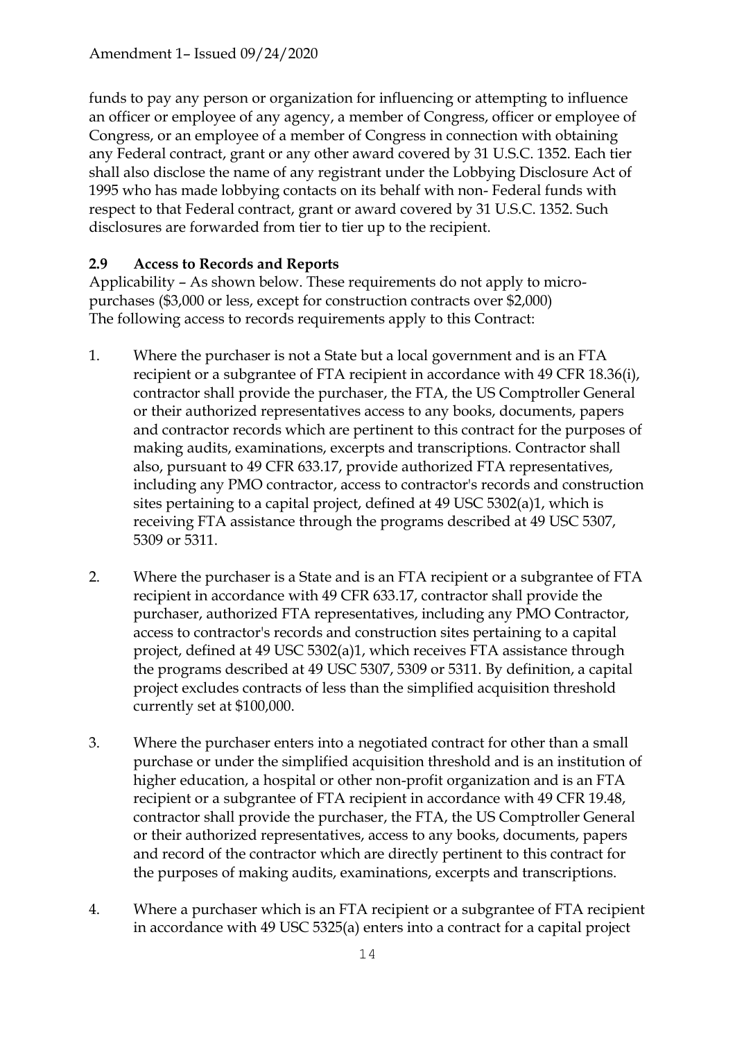funds to pay any person or organization for influencing or attempting to influence an officer or employee of any agency, a member of Congress, officer or employee of Congress, or an employee of a member of Congress in connection with obtaining any Federal contract, grant or any other award covered by 31 U.S.C. 1352. Each tier shall also disclose the name of any registrant under the Lobbying Disclosure Act of 1995 who has made lobbying contacts on its behalf with non- Federal funds with respect to that Federal contract, grant or award covered by 31 U.S.C. 1352. Such disclosures are forwarded from tier to tier up to the recipient.

### 2.9 Access to Records and Reports

Applicability – As shown below. These requirements do not apply to micro-purchases ($3,000 or less, except for construction contracts over $2,000)
The following access to records requirements apply to this Contract:

1. Where the purchaser is not a State but a local government and is an FTA recipient or a subgrantee of FTA recipient in accordance with 49 CFR 18.36(i), contractor shall provide the purchaser, the FTA, the US Comptroller General or their authorized representatives access to any books, documents, papers and contractor records which are pertinent to this contract for the purposes of making audits, examinations, excerpts and transcriptions. Contractor shall also, pursuant to 49 CFR 633.17, provide authorized FTA representatives, including any PMO contractor, access to contractor's records and construction sites pertaining to a capital project, defined at 49 USC 5302(a)1, which is receiving FTA assistance through the programs described at 49 USC 5307, 5309 or 5311.

2. Where the purchaser is a State and is an FTA recipient or a subgrantee of FTA recipient in accordance with 49 CFR 633.17, contractor shall provide the purchaser, authorized FTA representatives, including any PMO Contractor, access to contractor's records and construction sites pertaining to a capital project, defined at 49 USC 5302(a)1, which receives FTA assistance through the programs described at 49 USC 5307, 5309 or 5311. By definition, a capital project excludes contracts of less than the simplified acquisition threshold currently set at $100,000.

3. Where the purchaser enters into a negotiated contract for other than a small purchase or under the simplified acquisition threshold and is an institution of higher education, a hospital or other non-profit organization and is an FTA recipient or a subgrantee of FTA recipient in accordance with 49 CFR 19.48, contractor shall provide the purchaser, the FTA, the US Comptroller General or their authorized representatives, access to any books, documents, papers and record of the contractor which are directly pertinent to this contract for the purposes of making audits, examinations, excerpts and transcriptions.

4. Where a purchaser which is an FTA recipient or a subgrantee of FTA recipient in accordance with 49 USC 5325(a) enters into a contract for a capital project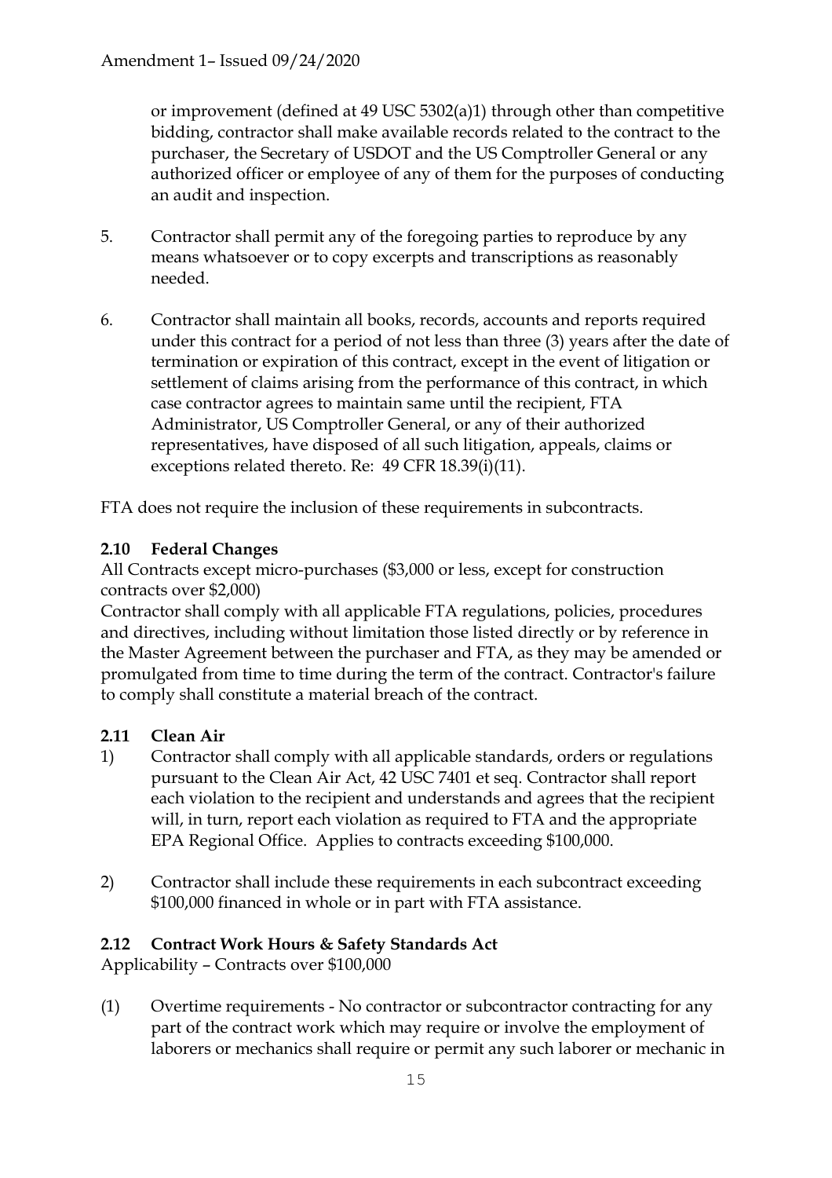or improvement (defined at 49 USC 5302(a)1) through other than competitive bidding, contractor shall make available records related to the contract to the purchaser, the Secretary of USDOT and the US Comptroller General or any authorized officer or employee of any of them for the purposes of conducting an audit and inspection.

5. Contractor shall permit any of the foregoing parties to reproduce by any means whatsoever or to copy excerpts and transcriptions as reasonably needed.

6. Contractor shall maintain all books, records, accounts and reports required under this contract for a period of not less than three (3) years after the date of termination or expiration of this contract, except in the event of litigation or settlement of claims arising from the performance of this contract, in which case contractor agrees to maintain same until the recipient, FTA Administrator, US Comptroller General, or any of their authorized representatives, have disposed of all such litigation, appeals, claims or exceptions related thereto. Re: 49 CFR 18.39(i)(11).

FTA does not require the inclusion of these requirements in subcontracts.

### 2.10 Federal Changes

All Contracts except micro-purchases ($3,000 or less, except for construction contracts over $2,000)

Contractor shall comply with all applicable FTA regulations, policies, procedures and directives, including without limitation those listed directly or by reference in the Master Agreement between the purchaser and FTA, as they may be amended or promulgated from time to time during the term of the contract. Contractor's failure to comply shall constitute a material breach of the contract.

### 2.11 Clean Air

1) Contractor shall comply with all applicable standards, orders or regulations pursuant to the Clean Air Act, 42 USC 7401 et seq. Contractor shall report each violation to the recipient and understands and agrees that the recipient will, in turn, report each violation as required to FTA and the appropriate EPA Regional Office. Applies to contracts exceeding $100,000.

2) Contractor shall include these requirements in each subcontract exceeding $100,000 financed in whole or in part with FTA assistance.

### 2.12 Contract Work Hours & Safety Standards Act

Applicability – Contracts over $100,000

(1) Overtime requirements - No contractor or subcontractor contracting for any part of the contract work which may require or involve the employment of laborers or mechanics shall require or permit any such laborer or mechanic in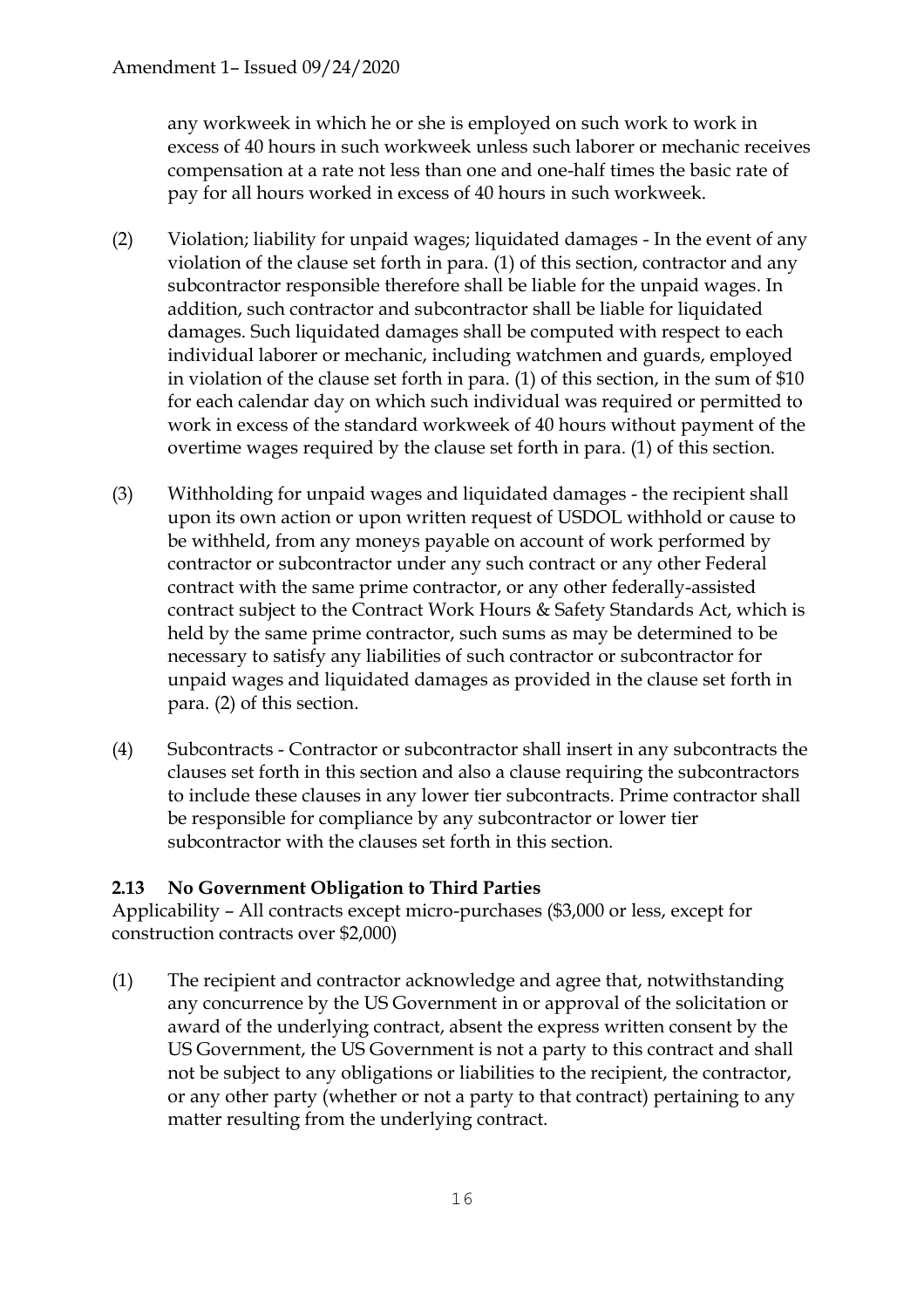any workweek in which he or she is employed on such work to work in excess of 40 hours in such workweek unless such laborer or mechanic receives compensation at a rate not less than one and one-half times the basic rate of pay for all hours worked in excess of 40 hours in such workweek.

(2) Violation; liability for unpaid wages; liquidated damages - In the event of any violation of the clause set forth in para. (1) of this section, contractor and any subcontractor responsible therefore shall be liable for the unpaid wages. In addition, such contractor and subcontractor shall be liable for liquidated damages. Such liquidated damages shall be computed with respect to each individual laborer or mechanic, including watchmen and guards, employed in violation of the clause set forth in para. (1) of this section, in the sum of $10 for each calendar day on which such individual was required or permitted to work in excess of the standard workweek of 40 hours without payment of the overtime wages required by the clause set forth in para. (1) of this section.

(3) Withholding for unpaid wages and liquidated damages - the recipient shall upon its own action or upon written request of USDOL withhold or cause to be withheld, from any moneys payable on account of work performed by contractor or subcontractor under any such contract or any other Federal contract with the same prime contractor, or any other federally-assisted contract subject to the Contract Work Hours & Safety Standards Act, which is held by the same prime contractor, such sums as may be determined to be necessary to satisfy any liabilities of such contractor or subcontractor for unpaid wages and liquidated damages as provided in the clause set forth in para. (2) of this section.

(4) Subcontracts - Contractor or subcontractor shall insert in any subcontracts the clauses set forth in this section and also a clause requiring the subcontractors to include these clauses in any lower tier subcontracts. Prime contractor shall be responsible for compliance by any subcontractor or lower tier subcontractor with the clauses set forth in this section.

### 2.13 No Government Obligation to Third Parties

Applicability – All contracts except micro-purchases ($3,000 or less, except for construction contracts over $2,000)

(1) The recipient and contractor acknowledge and agree that, notwithstanding any concurrence by the US Government in or approval of the solicitation or award of the underlying contract, absent the express written consent by the US Government, the US Government is not a party to this contract and shall not be subject to any obligations or liabilities to the recipient, the contractor, or any other party (whether or not a party to that contract) pertaining to any matter resulting from the underlying contract.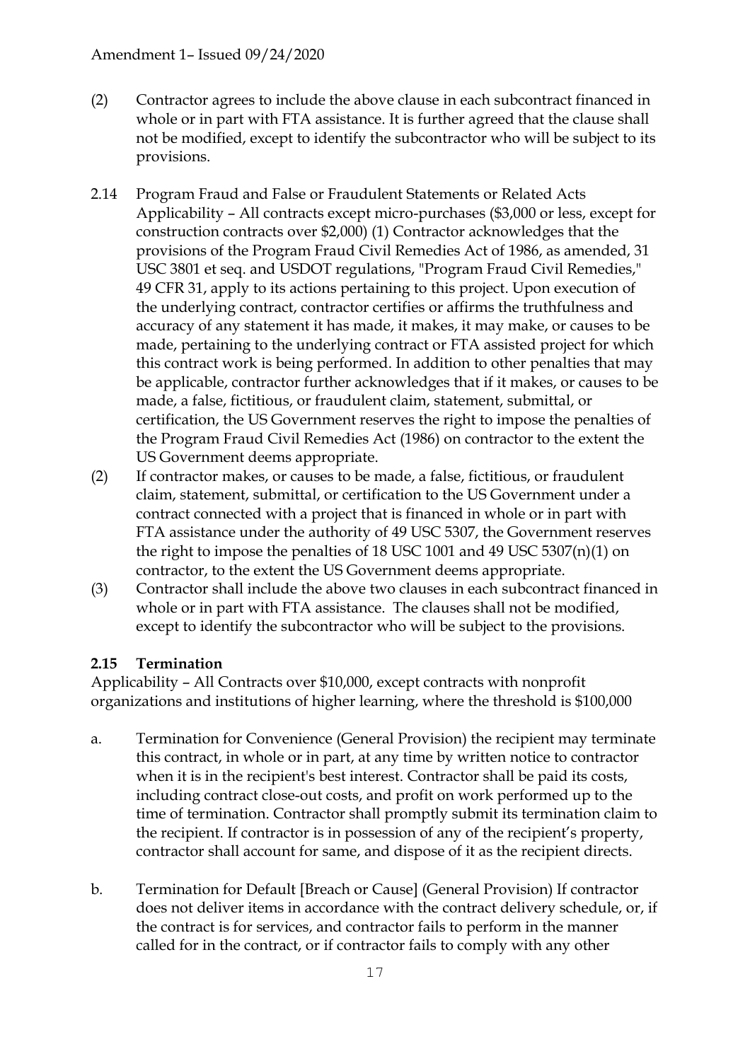(2) Contractor agrees to include the above clause in each subcontract financed in whole or in part with FTA assistance. It is further agreed that the clause shall not be modified, except to identify the subcontractor who will be subject to its provisions.

2.14 Program Fraud and False or Fraudulent Statements or Related Acts Applicability – All contracts except micro-purchases ($3,000 or less, except for construction contracts over $2,000) (1) Contractor acknowledges that the provisions of the Program Fraud Civil Remedies Act of 1986, as amended, 31 USC 3801 et seq. and USDOT regulations, "Program Fraud Civil Remedies," 49 CFR 31, apply to its actions pertaining to this project. Upon execution of the underlying contract, contractor certifies or affirms the truthfulness and accuracy of any statement it has made, it makes, it may make, or causes to be made, pertaining to the underlying contract or FTA assisted project for which this contract work is being performed. In addition to other penalties that may be applicable, contractor further acknowledges that if it makes, or causes to be made, a false, fictitious, or fraudulent claim, statement, submittal, or certification, the US Government reserves the right to impose the penalties of the Program Fraud Civil Remedies Act (1986) on contractor to the extent the US Government deems appropriate.

(2) If contractor makes, or causes to be made, a false, fictitious, or fraudulent claim, statement, submittal, or certification to the US Government under a contract connected with a project that is financed in whole or in part with FTA assistance under the authority of 49 USC 5307, the Government reserves the right to impose the penalties of 18 USC 1001 and 49 USC 5307(n)(1) on contractor, to the extent the US Government deems appropriate.

(3) Contractor shall include the above two clauses in each subcontract financed in whole or in part with FTA assistance. The clauses shall not be modified, except to identify the subcontractor who will be subject to the provisions.

### 2.15 Termination

Applicability – All Contracts over $10,000, except contracts with nonprofit organizations and institutions of higher learning, where the threshold is $100,000

a. Termination for Convenience (General Provision) the recipient may terminate this contract, in whole or in part, at any time by written notice to contractor when it is in the recipient's best interest. Contractor shall be paid its costs, including contract close-out costs, and profit on work performed up to the time of termination. Contractor shall promptly submit its termination claim to the recipient. If contractor is in possession of any of the recipient's property, contractor shall account for same, and dispose of it as the recipient directs.

b. Termination for Default [Breach or Cause] (General Provision) If contractor does not deliver items in accordance with the contract delivery schedule, or, if the contract is for services, and contractor fails to perform in the manner called for in the contract, or if contractor fails to comply with any other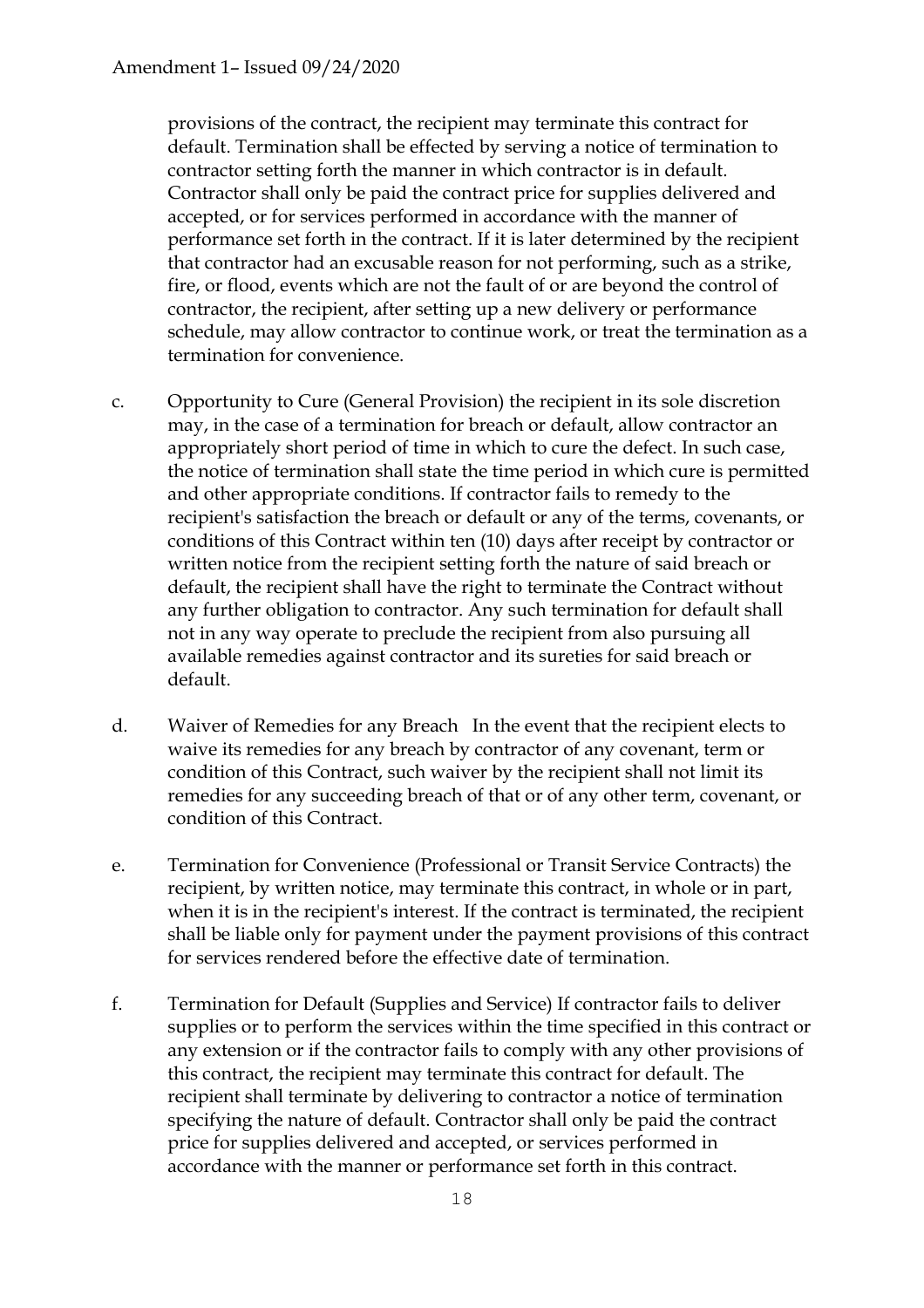provisions of the contract, the recipient may terminate this contract for default. Termination shall be effected by serving a notice of termination to contractor setting forth the manner in which contractor is in default. Contractor shall only be paid the contract price for supplies delivered and accepted, or for services performed in accordance with the manner of performance set forth in the contract. If it is later determined by the recipient that contractor had an excusable reason for not performing, such as a strike, fire, or flood, events which are not the fault of or are beyond the control of contractor, the recipient, after setting up a new delivery or performance schedule, may allow contractor to continue work, or treat the termination as a termination for convenience.

c. Opportunity to Cure (General Provision) the recipient in its sole discretion may, in the case of a termination for breach or default, allow contractor an appropriately short period of time in which to cure the defect. In such case, the notice of termination shall state the time period in which cure is permitted and other appropriate conditions. If contractor fails to remedy to the recipient's satisfaction the breach or default or any of the terms, covenants, or conditions of this Contract within ten (10) days after receipt by contractor or written notice from the recipient setting forth the nature of said breach or default, the recipient shall have the right to terminate the Contract without any further obligation to contractor. Any such termination for default shall not in any way operate to preclude the recipient from also pursuing all available remedies against contractor and its sureties for said breach or default.

d. Waiver of Remedies for any Breach In the event that the recipient elects to waive its remedies for any breach by contractor of any covenant, term or condition of this Contract, such waiver by the recipient shall not limit its remedies for any succeeding breach of that or of any other term, covenant, or condition of this Contract.

e. Termination for Convenience (Professional or Transit Service Contracts) the recipient, by written notice, may terminate this contract, in whole or in part, when it is in the recipient's interest. If the contract is terminated, the recipient shall be liable only for payment under the payment provisions of this contract for services rendered before the effective date of termination.

f. Termination for Default (Supplies and Service) If contractor fails to deliver supplies or to perform the services within the time specified in this contract or any extension or if the contractor fails to comply with any other provisions of this contract, the recipient may terminate this contract for default. The recipient shall terminate by delivering to contractor a notice of termination specifying the nature of default. Contractor shall only be paid the contract price for supplies delivered and accepted, or services performed in accordance with the manner or performance set forth in this contract.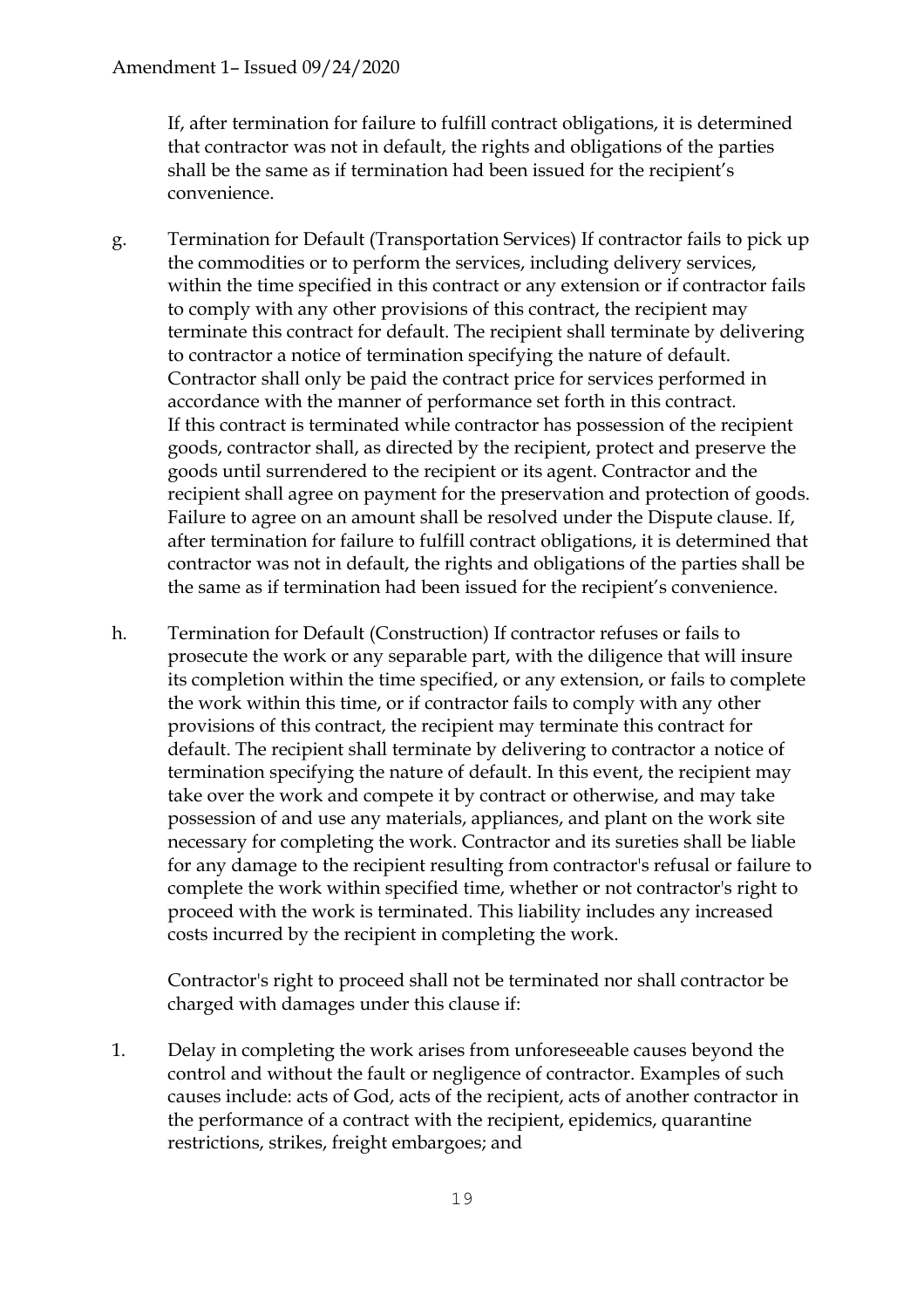If, after termination for failure to fulfill contract obligations, it is determined that contractor was not in default, the rights and obligations of the parties shall be the same as if termination had been issued for the recipient's convenience.

g. Termination for Default (Transportation Services) If contractor fails to pick up the commodities or to perform the services, including delivery services, within the time specified in this contract or any extension or if contractor fails to comply with any other provisions of this contract, the recipient may terminate this contract for default. The recipient shall terminate by delivering to contractor a notice of termination specifying the nature of default. Contractor shall only be paid the contract price for services performed in accordance with the manner of performance set forth in this contract. If this contract is terminated while contractor has possession of the recipient goods, contractor shall, as directed by the recipient, protect and preserve the goods until surrendered to the recipient or its agent. Contractor and the recipient shall agree on payment for the preservation and protection of goods. Failure to agree on an amount shall be resolved under the Dispute clause. If, after termination for failure to fulfill contract obligations, it is determined that contractor was not in default, the rights and obligations of the parties shall be the same as if termination had been issued for the recipient's convenience.

h. Termination for Default (Construction) If contractor refuses or fails to prosecute the work or any separable part, with the diligence that will insure its completion within the time specified, or any extension, or fails to complete the work within this time, or if contractor fails to comply with any other provisions of this contract, the recipient may terminate this contract for default. The recipient shall terminate by delivering to contractor a notice of termination specifying the nature of default. In this event, the recipient may take over the work and compete it by contract or otherwise, and may take possession of and use any materials, appliances, and plant on the work site necessary for completing the work. Contractor and its sureties shall be liable for any damage to the recipient resulting from contractor's refusal or failure to complete the work within specified time, whether or not contractor's right to proceed with the work is terminated. This liability includes any increased costs incurred by the recipient in completing the work.

Contractor's right to proceed shall not be terminated nor shall contractor be charged with damages under this clause if:

1. Delay in completing the work arises from unforeseeable causes beyond the control and without the fault or negligence of contractor. Examples of such causes include: acts of God, acts of the recipient, acts of another contractor in the performance of a contract with the recipient, epidemics, quarantine restrictions, strikes, freight embargoes; and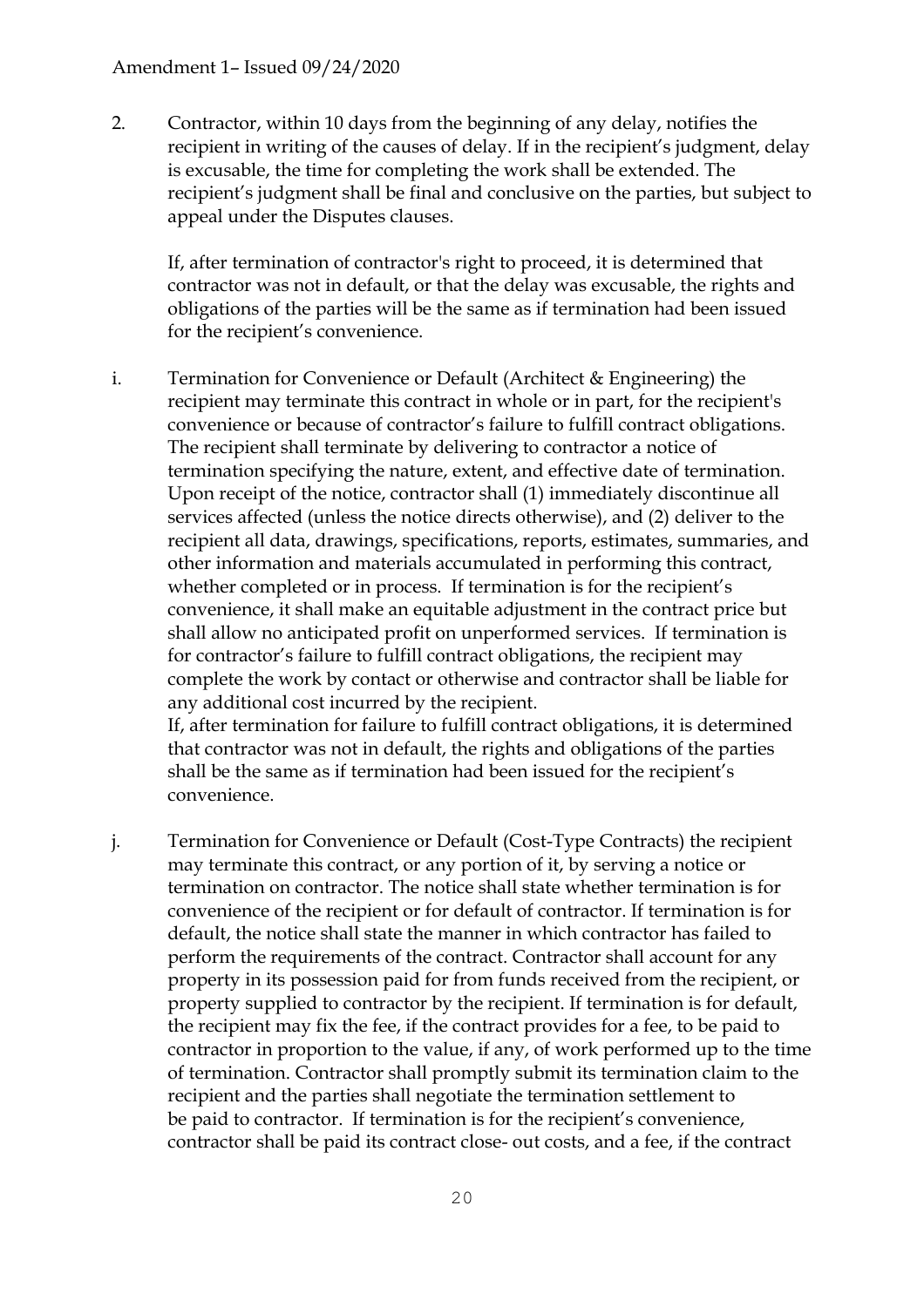2. Contractor, within 10 days from the beginning of any delay, notifies the recipient in writing of the causes of delay. If in the recipient's judgment, delay is excusable, the time for completing the work shall be extended. The recipient's judgment shall be final and conclusive on the parties, but subject to appeal under the Disputes clauses.

   If, after termination of contractor's right to proceed, it is determined that contractor was not in default, or that the delay was excusable, the rights and obligations of the parties will be the same as if termination had been issued for the recipient's convenience.

i. Termination for Convenience or Default (Architect & Engineering) the recipient may terminate this contract in whole or in part, for the recipient's convenience or because of contractor's failure to fulfill contract obligations. The recipient shall terminate by delivering to contractor a notice of termination specifying the nature, extent, and effective date of termination. Upon receipt of the notice, contractor shall (1) immediately discontinue all services affected (unless the notice directs otherwise), and (2) deliver to the recipient all data, drawings, specifications, reports, estimates, summaries, and other information and materials accumulated in performing this contract, whether completed or in process. If termination is for the recipient's convenience, it shall make an equitable adjustment in the contract price but shall allow no anticipated profit on unperformed services. If termination is for contractor's failure to fulfill contract obligations, the recipient may complete the work by contact or otherwise and contractor shall be liable for any additional cost incurred by the recipient.
   If, after termination for failure to fulfill contract obligations, it is determined that contractor was not in default, the rights and obligations of the parties shall be the same as if termination had been issued for the recipient's convenience.

j. Termination for Convenience or Default (Cost-Type Contracts) the recipient may terminate this contract, or any portion of it, by serving a notice or termination on contractor. The notice shall state whether termination is for convenience of the recipient or for default of contractor. If termination is for default, the notice shall state the manner in which contractor has failed to perform the requirements of the contract. Contractor shall account for any property in its possession paid for from funds received from the recipient, or property supplied to contractor by the recipient. If termination is for default, the recipient may fix the fee, if the contract provides for a fee, to be paid to contractor in proportion to the value, if any, of work performed up to the time of termination. Contractor shall promptly submit its termination claim to the recipient and the parties shall negotiate the termination settlement to be paid to contractor. If termination is for the recipient's convenience, contractor shall be paid its contract close- out costs, and a fee, if the contract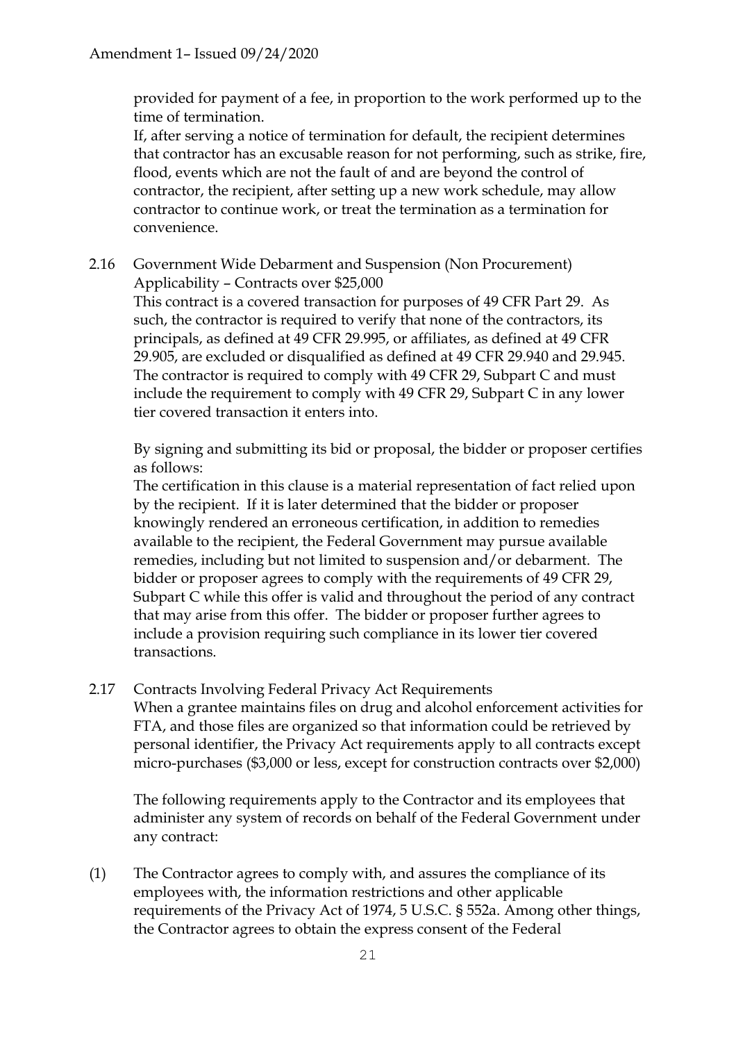provided for payment of a fee, in proportion to the work performed up to the time of termination.

If, after serving a notice of termination for default, the recipient determines that contractor has an excusable reason for not performing, such as strike, fire, flood, events which are not the fault of and are beyond the control of contractor, the recipient, after setting up a new work schedule, may allow contractor to continue work, or treat the termination as a termination for convenience.

2.16 Government Wide Debarment and Suspension (Non Procurement)
Applicability – Contracts over $25,000

This contract is a covered transaction for purposes of 49 CFR Part 29. As such, the contractor is required to verify that none of the contractors, its principals, as defined at 49 CFR 29.995, or affiliates, as defined at 49 CFR 29.905, are excluded or disqualified as defined at 49 CFR 29.940 and 29.945. The contractor is required to comply with 49 CFR 29, Subpart C and must include the requirement to comply with 49 CFR 29, Subpart C in any lower tier covered transaction it enters into.

By signing and submitting its bid or proposal, the bidder or proposer certifies as follows:

The certification in this clause is a material representation of fact relied upon by the recipient. If it is later determined that the bidder or proposer knowingly rendered an erroneous certification, in addition to remedies available to the recipient, the Federal Government may pursue available remedies, including but not limited to suspension and/or debarment. The bidder or proposer agrees to comply with the requirements of 49 CFR 29, Subpart C while this offer is valid and throughout the period of any contract that may arise from this offer. The bidder or proposer further agrees to include a provision requiring such compliance in its lower tier covered transactions.

2.17 Contracts Involving Federal Privacy Act Requirements

When a grantee maintains files on drug and alcohol enforcement activities for FTA, and those files are organized so that information could be retrieved by personal identifier, the Privacy Act requirements apply to all contracts except micro-purchases ($3,000 or less, except for construction contracts over $2,000)

The following requirements apply to the Contractor and its employees that administer any system of records on behalf of the Federal Government under any contract:

(1) The Contractor agrees to comply with, and assures the compliance of its employees with, the information restrictions and other applicable requirements of the Privacy Act of 1974, 5 U.S.C. § 552a. Among other things, the Contractor agrees to obtain the express consent of the Federal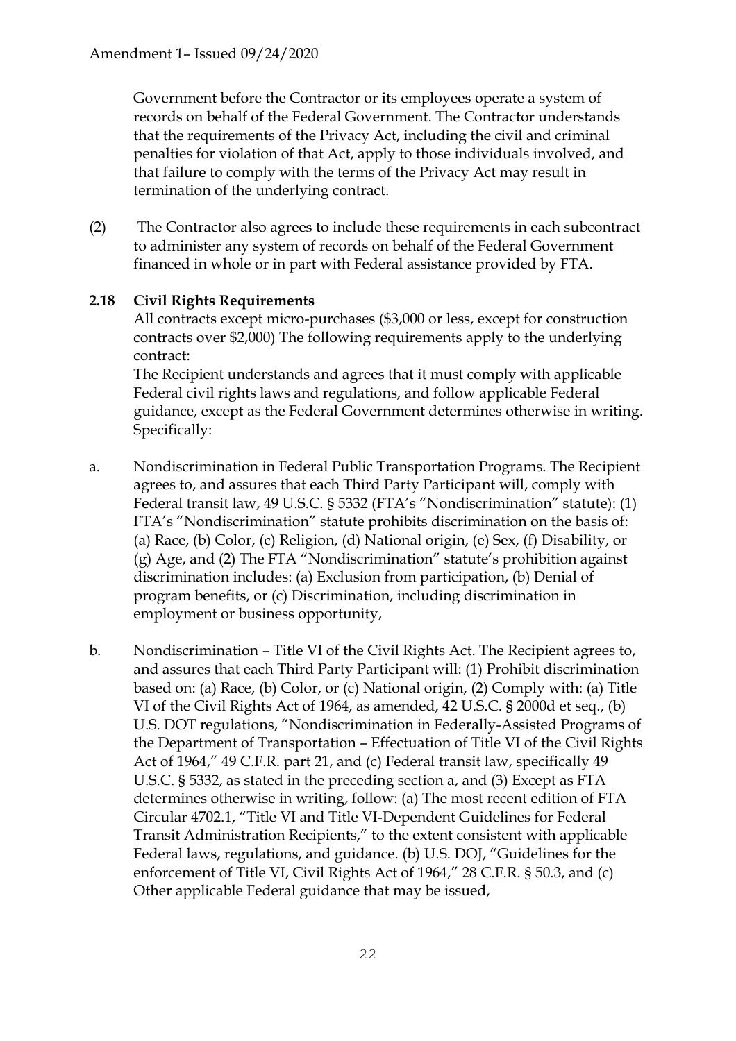Government before the Contractor or its employees operate a system of records on behalf of the Federal Government. The Contractor understands that the requirements of the Privacy Act, including the civil and criminal penalties for violation of that Act, apply to those individuals involved, and that failure to comply with the terms of the Privacy Act may result in termination of the underlying contract.

(2) The Contractor also agrees to include these requirements in each subcontract to administer any system of records on behalf of the Federal Government financed in whole or in part with Federal assistance provided by FTA.

**2.18 Civil Rights Requirements**

All contracts except micro-purchases ($3,000 or less, except for construction contracts over $2,000) The following requirements apply to the underlying contract:

The Recipient understands and agrees that it must comply with applicable Federal civil rights laws and regulations, and follow applicable Federal guidance, except as the Federal Government determines otherwise in writing. Specifically:

a. Nondiscrimination in Federal Public Transportation Programs. The Recipient agrees to, and assures that each Third Party Participant will, comply with Federal transit law, 49 U.S.C. § 5332 (FTA's "Nondiscrimination" statute): (1) FTA's "Nondiscrimination" statute prohibits discrimination on the basis of: (a) Race, (b) Color, (c) Religion, (d) National origin, (e) Sex, (f) Disability, or (g) Age, and (2) The FTA "Nondiscrimination" statute's prohibition against discrimination includes: (a) Exclusion from participation, (b) Denial of program benefits, or (c) Discrimination, including discrimination in employment or business opportunity,

b. Nondiscrimination – Title VI of the Civil Rights Act. The Recipient agrees to, and assures that each Third Party Participant will: (1) Prohibit discrimination based on: (a) Race, (b) Color, or (c) National origin, (2) Comply with: (a) Title VI of the Civil Rights Act of 1964, as amended, 42 U.S.C. § 2000d et seq., (b) U.S. DOT regulations, "Nondiscrimination in Federally-Assisted Programs of the Department of Transportation – Effectuation of Title VI of the Civil Rights Act of 1964," 49 C.F.R. part 21, and (c) Federal transit law, specifically 49 U.S.C. § 5332, as stated in the preceding section a, and (3) Except as FTA determines otherwise in writing, follow: (a) The most recent edition of FTA Circular 4702.1, "Title VI and Title VI-Dependent Guidelines for Federal Transit Administration Recipients," to the extent consistent with applicable Federal laws, regulations, and guidance. (b) U.S. DOJ, "Guidelines for the enforcement of Title VI, Civil Rights Act of 1964," 28 C.F.R. § 50.3, and (c) Other applicable Federal guidance that may be issued,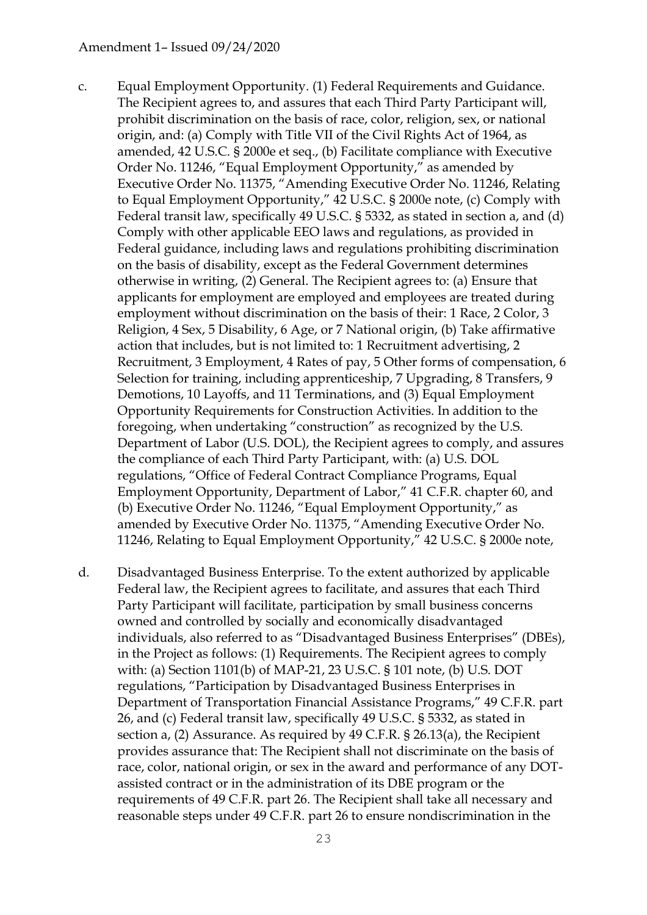c. Equal Employment Opportunity. (1) Federal Requirements and Guidance. The Recipient agrees to, and assures that each Third Party Participant will, prohibit discrimination on the basis of race, color, religion, sex, or national origin, and: (a) Comply with Title VII of the Civil Rights Act of 1964, as amended, 42 U.S.C. § 2000e et seq., (b) Facilitate compliance with Executive Order No. 11246, "Equal Employment Opportunity," as amended by Executive Order No. 11375, "Amending Executive Order No. 11246, Relating to Equal Employment Opportunity," 42 U.S.C. § 2000e note, (c) Comply with Federal transit law, specifically 49 U.S.C. § 5332, as stated in section a, and (d) Comply with other applicable EEO laws and regulations, as provided in Federal guidance, including laws and regulations prohibiting discrimination on the basis of disability, except as the Federal Government determines otherwise in writing, (2) General. The Recipient agrees to: (a) Ensure that applicants for employment are employed and employees are treated during employment without discrimination on the basis of their: 1 Race, 2 Color, 3 Religion, 4 Sex, 5 Disability, 6 Age, or 7 National origin, (b) Take affirmative action that includes, but is not limited to: 1 Recruitment advertising, 2 Recruitment, 3 Employment, 4 Rates of pay, 5 Other forms of compensation, 6 Selection for training, including apprenticeship, 7 Upgrading, 8 Transfers, 9 Demotions, 10 Layoffs, and 11 Terminations, and (3) Equal Employment Opportunity Requirements for Construction Activities. In addition to the foregoing, when undertaking "construction" as recognized by the U.S. Department of Labor (U.S. DOL), the Recipient agrees to comply, and assures the compliance of each Third Party Participant, with: (a) U.S. DOL regulations, "Office of Federal Contract Compliance Programs, Equal Employment Opportunity, Department of Labor," 41 C.F.R. chapter 60, and (b) Executive Order No. 11246, "Equal Employment Opportunity," as amended by Executive Order No. 11375, "Amending Executive Order No. 11246, Relating to Equal Employment Opportunity," 42 U.S.C. § 2000e note,

d. Disadvantaged Business Enterprise. To the extent authorized by applicable Federal law, the Recipient agrees to facilitate, and assures that each Third Party Participant will facilitate, participation by small business concerns owned and controlled by socially and economically disadvantaged individuals, also referred to as "Disadvantaged Business Enterprises" (DBEs), in the Project as follows: (1) Requirements. The Recipient agrees to comply with: (a) Section 1101(b) of MAP-21, 23 U.S.C. § 101 note, (b) U.S. DOT regulations, "Participation by Disadvantaged Business Enterprises in Department of Transportation Financial Assistance Programs," 49 C.F.R. part 26, and (c) Federal transit law, specifically 49 U.S.C. § 5332, as stated in section a, (2) Assurance. As required by 49 C.F.R. § 26.13(a), the Recipient provides assurance that: The Recipient shall not discriminate on the basis of race, color, national origin, or sex in the award and performance of any DOT-assisted contract or in the administration of its DBE program or the requirements of 49 C.F.R. part 26. The Recipient shall take all necessary and reasonable steps under 49 C.F.R. part 26 to ensure nondiscrimination in the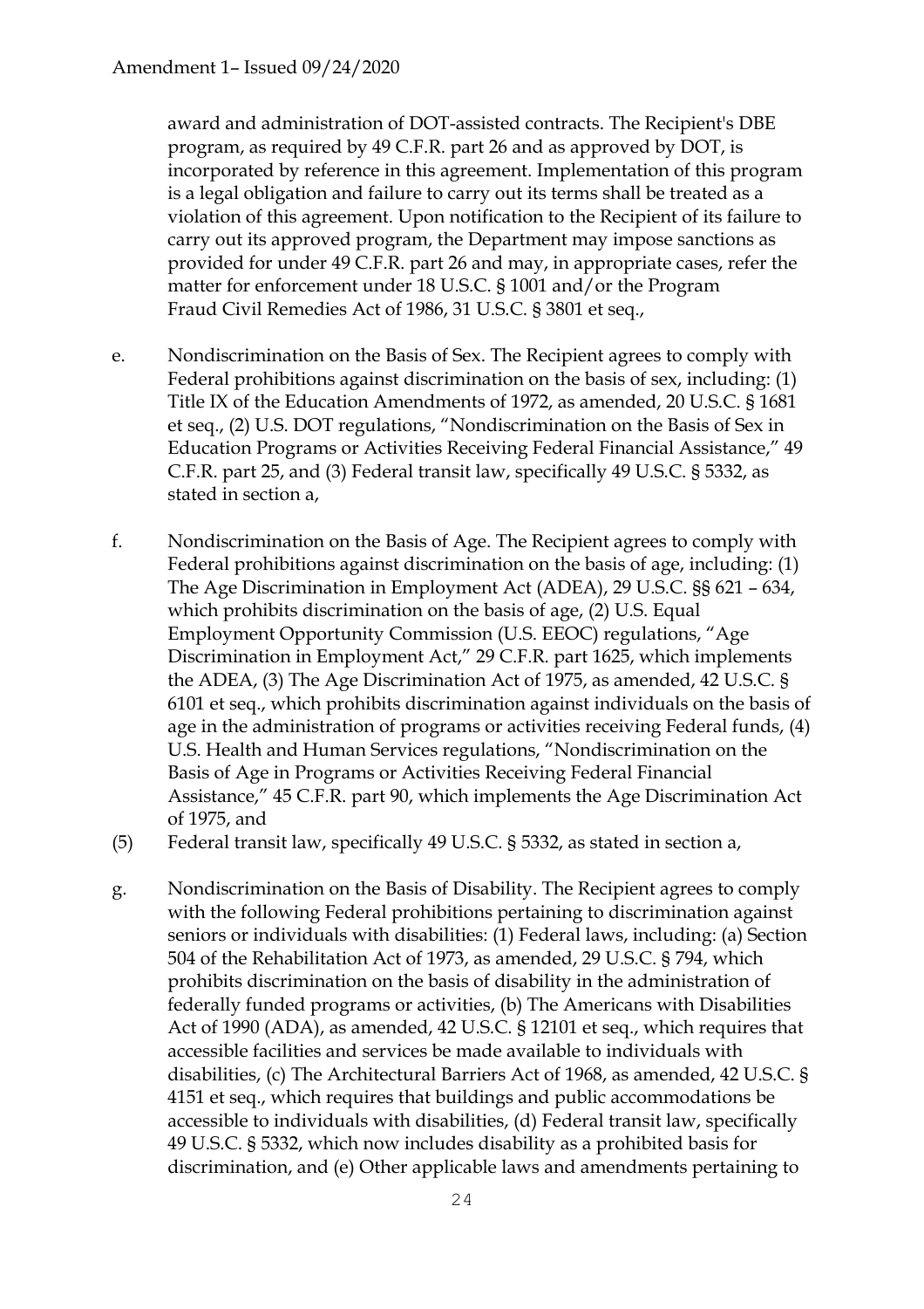award and administration of DOT-assisted contracts. The Recipient's DBE program, as required by 49 C.F.R. part 26 and as approved by DOT, is incorporated by reference in this agreement. Implementation of this program is a legal obligation and failure to carry out its terms shall be treated as a violation of this agreement. Upon notification to the Recipient of its failure to carry out its approved program, the Department may impose sanctions as provided for under 49 C.F.R. part 26 and may, in appropriate cases, refer the matter for enforcement under 18 U.S.C. § 1001 and/or the Program Fraud Civil Remedies Act of 1986, 31 U.S.C. § 3801 et seq.,

e. Nondiscrimination on the Basis of Sex. The Recipient agrees to comply with Federal prohibitions against discrimination on the basis of sex, including: (1) Title IX of the Education Amendments of 1972, as amended, 20 U.S.C. § 1681 et seq., (2) U.S. DOT regulations, "Nondiscrimination on the Basis of Sex in Education Programs or Activities Receiving Federal Financial Assistance," 49 C.F.R. part 25, and (3) Federal transit law, specifically 49 U.S.C. § 5332, as stated in section a,

f. Nondiscrimination on the Basis of Age. The Recipient agrees to comply with Federal prohibitions against discrimination on the basis of age, including: (1) The Age Discrimination in Employment Act (ADEA), 29 U.S.C. §§ 621 – 634, which prohibits discrimination on the basis of age, (2) U.S. Equal Employment Opportunity Commission (U.S. EEOC) regulations, "Age Discrimination in Employment Act," 29 C.F.R. part 1625, which implements the ADEA, (3) The Age Discrimination Act of 1975, as amended, 42 U.S.C. § 6101 et seq., which prohibits discrimination against individuals on the basis of age in the administration of programs or activities receiving Federal funds, (4) U.S. Health and Human Services regulations, "Nondiscrimination on the Basis of Age in Programs or Activities Receiving Federal Financial Assistance," 45 C.F.R. part 90, which implements the Age Discrimination Act of 1975, and

(5) Federal transit law, specifically 49 U.S.C. § 5332, as stated in section a,

g. Nondiscrimination on the Basis of Disability. The Recipient agrees to comply with the following Federal prohibitions pertaining to discrimination against seniors or individuals with disabilities: (1) Federal laws, including: (a) Section 504 of the Rehabilitation Act of 1973, as amended, 29 U.S.C. § 794, which prohibits discrimination on the basis of disability in the administration of federally funded programs or activities, (b) The Americans with Disabilities Act of 1990 (ADA), as amended, 42 U.S.C. § 12101 et seq., which requires that accessible facilities and services be made available to individuals with disabilities, (c) The Architectural Barriers Act of 1968, as amended, 42 U.S.C. § 4151 et seq., which requires that buildings and public accommodations be accessible to individuals with disabilities, (d) Federal transit law, specifically 49 U.S.C. § 5332, which now includes disability as a prohibited basis for discrimination, and (e) Other applicable laws and amendments pertaining to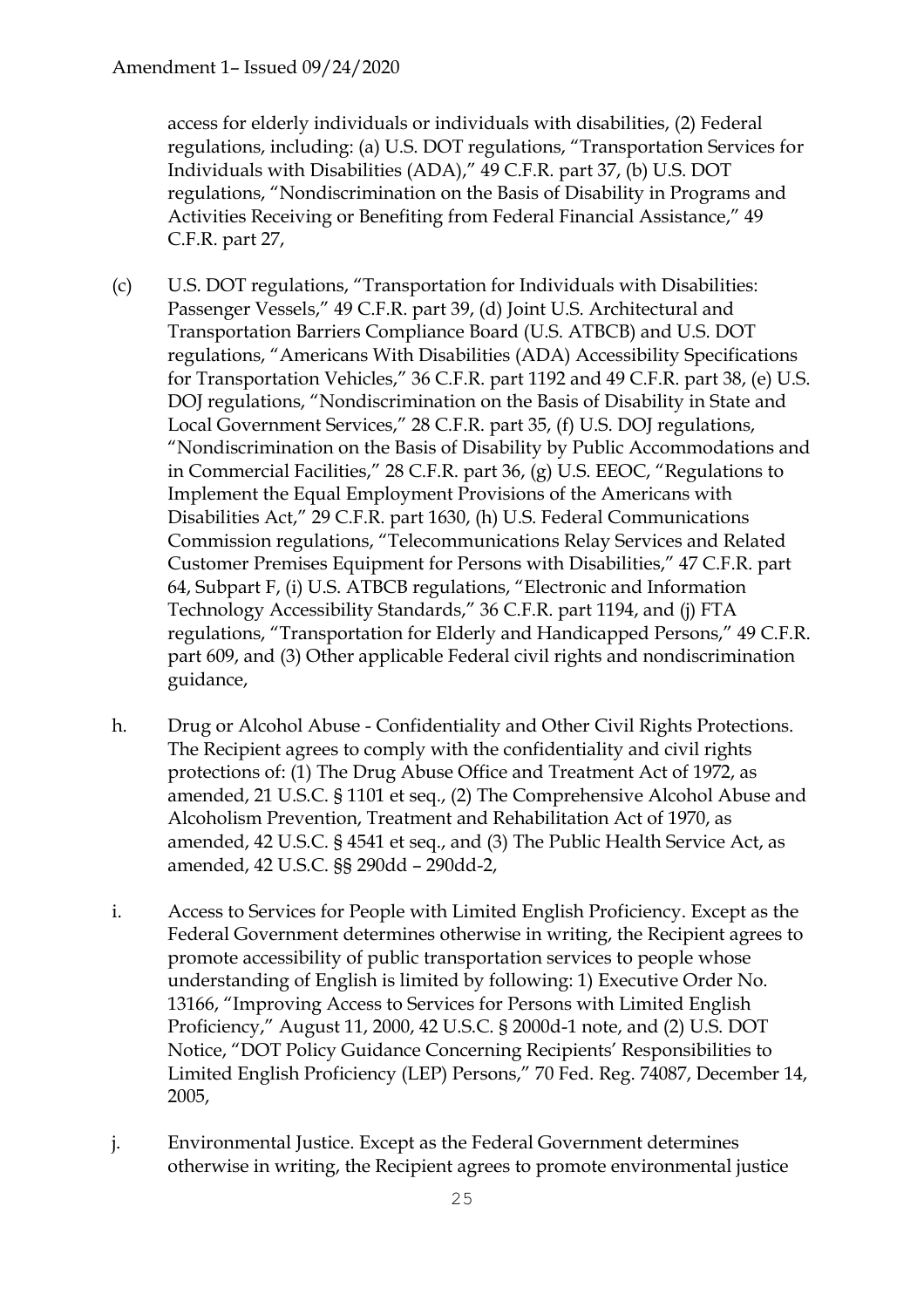access for elderly individuals or individuals with disabilities, (2) Federal regulations, including: (a) U.S. DOT regulations, "Transportation Services for Individuals with Disabilities (ADA)," 49 C.F.R. part 37, (b) U.S. DOT regulations, "Nondiscrimination on the Basis of Disability in Programs and Activities Receiving or Benefiting from Federal Financial Assistance," 49 C.F.R. part 27,

(c) U.S. DOT regulations, "Transportation for Individuals with Disabilities: Passenger Vessels," 49 C.F.R. part 39, (d) Joint U.S. Architectural and Transportation Barriers Compliance Board (U.S. ATBCB) and U.S. DOT regulations, "Americans With Disabilities (ADA) Accessibility Specifications for Transportation Vehicles," 36 C.F.R. part 1192 and 49 C.F.R. part 38, (e) U.S. DOJ regulations, "Nondiscrimination on the Basis of Disability in State and Local Government Services," 28 C.F.R. part 35, (f) U.S. DOJ regulations, "Nondiscrimination on the Basis of Disability by Public Accommodations and in Commercial Facilities," 28 C.F.R. part 36, (g) U.S. EEOC, "Regulations to Implement the Equal Employment Provisions of the Americans with Disabilities Act," 29 C.F.R. part 1630, (h) U.S. Federal Communications Commission regulations, "Telecommunications Relay Services and Related Customer Premises Equipment for Persons with Disabilities," 47 C.F.R. part 64, Subpart F, (i) U.S. ATBCB regulations, "Electronic and Information Technology Accessibility Standards," 36 C.F.R. part 1194, and (j) FTA regulations, "Transportation for Elderly and Handicapped Persons," 49 C.F.R. part 609, and (3) Other applicable Federal civil rights and nondiscrimination guidance,

h. Drug or Alcohol Abuse - Confidentiality and Other Civil Rights Protections. The Recipient agrees to comply with the confidentiality and civil rights protections of: (1) The Drug Abuse Office and Treatment Act of 1972, as amended, 21 U.S.C. § 1101 et seq., (2) The Comprehensive Alcohol Abuse and Alcoholism Prevention, Treatment and Rehabilitation Act of 1970, as amended, 42 U.S.C. § 4541 et seq., and (3) The Public Health Service Act, as amended, 42 U.S.C. §§ 290dd – 290dd-2,

i. Access to Services for People with Limited English Proficiency. Except as the Federal Government determines otherwise in writing, the Recipient agrees to promote accessibility of public transportation services to people whose understanding of English is limited by following: 1) Executive Order No. 13166, "Improving Access to Services for Persons with Limited English Proficiency," August 11, 2000, 42 U.S.C. § 2000d-1 note, and (2) U.S. DOT Notice, "DOT Policy Guidance Concerning Recipients' Responsibilities to Limited English Proficiency (LEP) Persons," 70 Fed. Reg. 74087, December 14, 2005,

j. Environmental Justice. Except as the Federal Government determines otherwise in writing, the Recipient agrees to promote environmental justice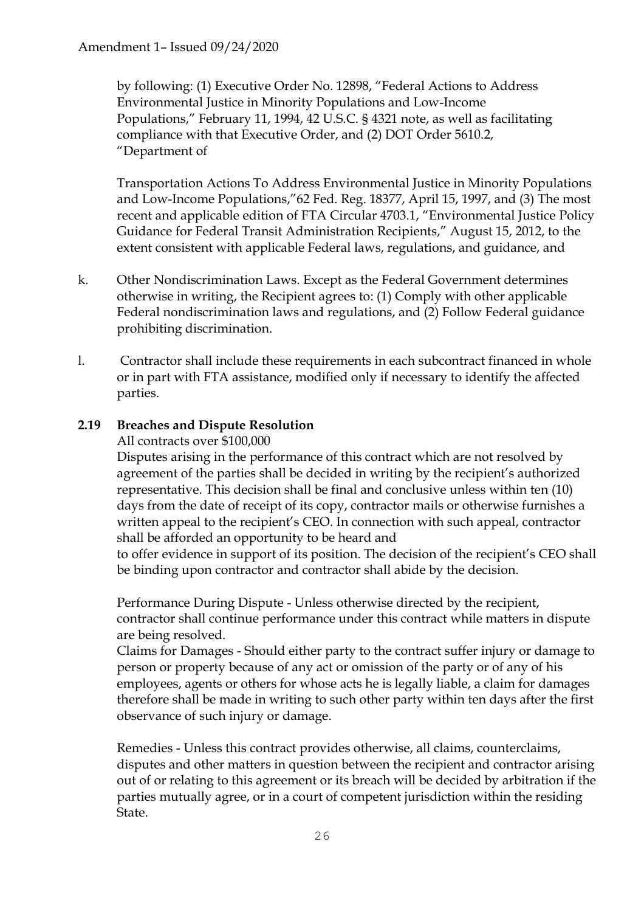by following: (1) Executive Order No. 12898, "Federal Actions to Address Environmental Justice in Minority Populations and Low-Income Populations," February 11, 1994, 42 U.S.C. § 4321 note, as well as facilitating compliance with that Executive Order, and (2) DOT Order 5610.2, "Department of

Transportation Actions To Address Environmental Justice in Minority Populations and Low-Income Populations,"62 Fed. Reg. 18377, April 15, 1997, and (3) The most recent and applicable edition of FTA Circular 4703.1, "Environmental Justice Policy Guidance for Federal Transit Administration Recipients," August 15, 2012, to the extent consistent with applicable Federal laws, regulations, and guidance, and

k. Other Nondiscrimination Laws. Except as the Federal Government determines otherwise in writing, the Recipient agrees to: (1) Comply with other applicable Federal nondiscrimination laws and regulations, and (2) Follow Federal guidance prohibiting discrimination.

l. Contractor shall include these requirements in each subcontract financed in whole or in part with FTA assistance, modified only if necessary to identify the affected parties.

**2.19 Breaches and Dispute Resolution**

All contracts over $100,000

Disputes arising in the performance of this contract which are not resolved by agreement of the parties shall be decided in writing by the recipient's authorized representative. This decision shall be final and conclusive unless within ten (10) days from the date of receipt of its copy, contractor mails or otherwise furnishes a written appeal to the recipient's CEO. In connection with such appeal, contractor shall be afforded an opportunity to be heard and to offer evidence in support of its position. The decision of the recipient's CEO shall be binding upon contractor and contractor shall abide by the decision.

Performance During Dispute - Unless otherwise directed by the recipient, contractor shall continue performance under this contract while matters in dispute are being resolved.

Claims for Damages - Should either party to the contract suffer injury or damage to person or property because of any act or omission of the party or of any of his employees, agents or others for whose acts he is legally liable, a claim for damages therefore shall be made in writing to such other party within ten days after the first observance of such injury or damage.

Remedies - Unless this contract provides otherwise, all claims, counterclaims, disputes and other matters in question between the recipient and contractor arising out of or relating to this agreement or its breach will be decided by arbitration if the parties mutually agree, or in a court of competent jurisdiction within the residing State.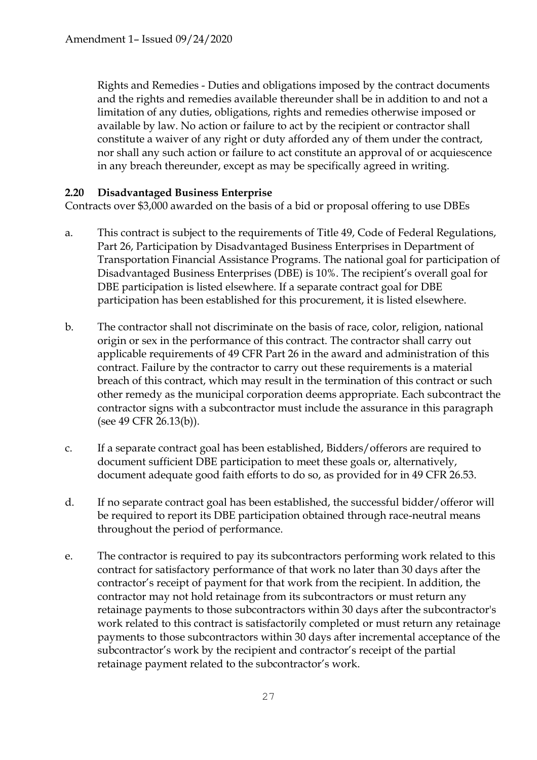Rights and Remedies - Duties and obligations imposed by the contract documents and the rights and remedies available thereunder shall be in addition to and not a limitation of any duties, obligations, rights and remedies otherwise imposed or available by law. No action or failure to act by the recipient or contractor shall constitute a waiver of any right or duty afforded any of them under the contract, nor shall any such action or failure to act constitute an approval of or acquiescence in any breach thereunder, except as may be specifically agreed in writing.

### 2.20 Disadvantaged Business Enterprise

Contracts over $3,000 awarded on the basis of a bid or proposal offering to use DBEs

a. This contract is subject to the requirements of Title 49, Code of Federal Regulations, Part 26, Participation by Disadvantaged Business Enterprises in Department of Transportation Financial Assistance Programs. The national goal for participation of Disadvantaged Business Enterprises (DBE) is 10%. The recipient's overall goal for DBE participation is listed elsewhere. If a separate contract goal for DBE participation has been established for this procurement, it is listed elsewhere.

b. The contractor shall not discriminate on the basis of race, color, religion, national origin or sex in the performance of this contract. The contractor shall carry out applicable requirements of 49 CFR Part 26 in the award and administration of this contract. Failure by the contractor to carry out these requirements is a material breach of this contract, which may result in the termination of this contract or such other remedy as the municipal corporation deems appropriate. Each subcontract the contractor signs with a subcontractor must include the assurance in this paragraph (see 49 CFR 26.13(b)).

c. If a separate contract goal has been established, Bidders/offerors are required to document sufficient DBE participation to meet these goals or, alternatively, document adequate good faith efforts to do so, as provided for in 49 CFR 26.53.

d. If no separate contract goal has been established, the successful bidder/offeror will be required to report its DBE participation obtained through race-neutral means throughout the period of performance.

e. The contractor is required to pay its subcontractors performing work related to this contract for satisfactory performance of that work no later than 30 days after the contractor's receipt of payment for that work from the recipient. In addition, the contractor may not hold retainage from its subcontractors or must return any retainage payments to those subcontractors within 30 days after the subcontractor's work related to this contract is satisfactorily completed or must return any retainage payments to those subcontractors within 30 days after incremental acceptance of the subcontractor's work by the recipient and contractor's receipt of the partial retainage payment related to the subcontractor's work.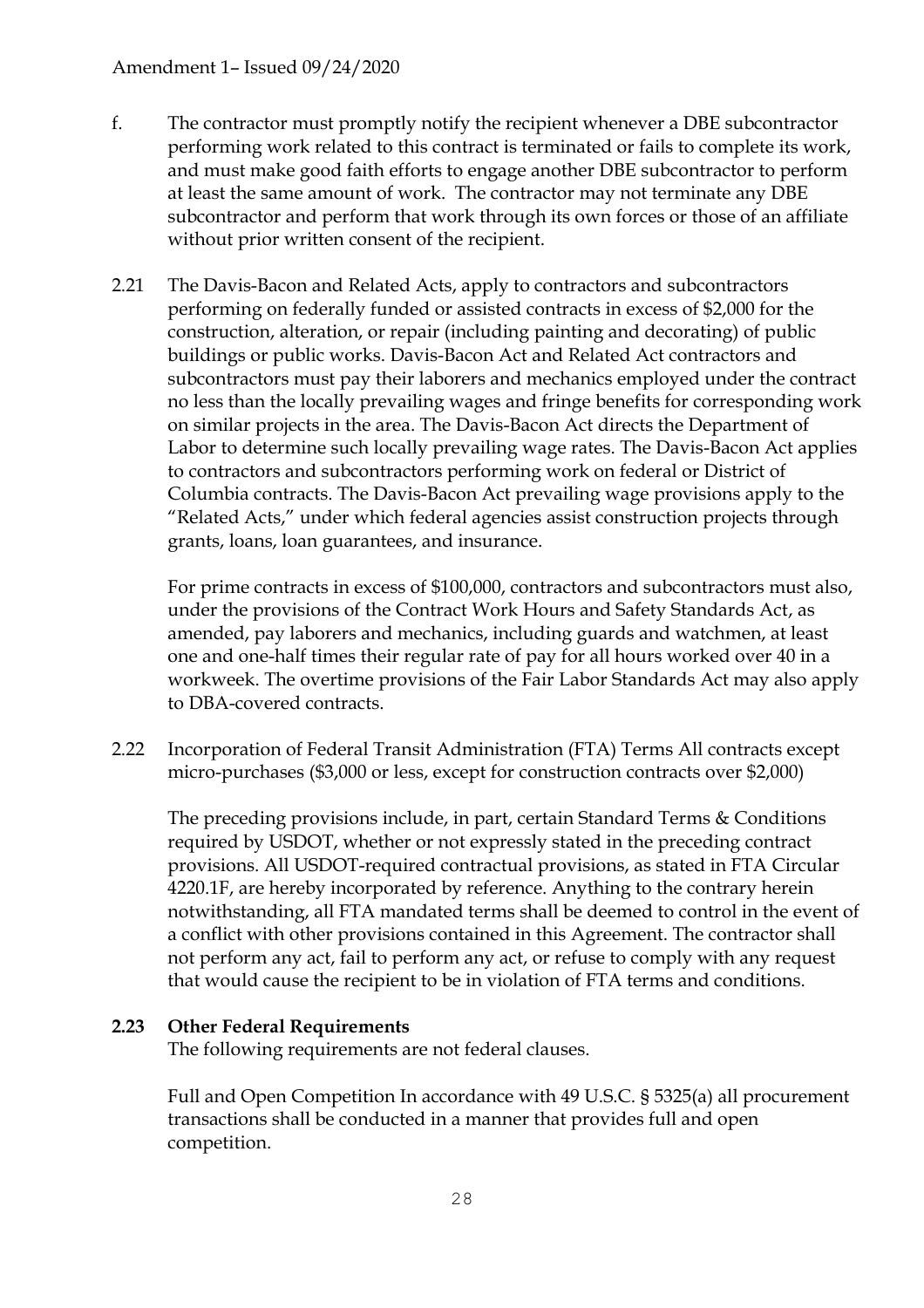f. The contractor must promptly notify the recipient whenever a DBE subcontractor performing work related to this contract is terminated or fails to complete its work, and must make good faith efforts to engage another DBE subcontractor to perform at least the same amount of work. The contractor may not terminate any DBE subcontractor and perform that work through its own forces or those of an affiliate without prior written consent of the recipient.

2.21 The Davis-Bacon and Related Acts, apply to contractors and subcontractors performing on federally funded or assisted contracts in excess of $2,000 for the construction, alteration, or repair (including painting and decorating) of public buildings or public works. Davis-Bacon Act and Related Act contractors and subcontractors must pay their laborers and mechanics employed under the contract no less than the locally prevailing wages and fringe benefits for corresponding work on similar projects in the area. The Davis-Bacon Act directs the Department of Labor to determine such locally prevailing wage rates. The Davis-Bacon Act applies to contractors and subcontractors performing work on federal or District of Columbia contracts. The Davis-Bacon Act prevailing wage provisions apply to the "Related Acts," under which federal agencies assist construction projects through grants, loans, loan guarantees, and insurance.

For prime contracts in excess of $100,000, contractors and subcontractors must also, under the provisions of the Contract Work Hours and Safety Standards Act, as amended, pay laborers and mechanics, including guards and watchmen, at least one and one-half times their regular rate of pay for all hours worked over 40 in a workweek. The overtime provisions of the Fair Labor Standards Act may also apply to DBA-covered contracts.

2.22 Incorporation of Federal Transit Administration (FTA) Terms All contracts except micro-purchases ($3,000 or less, except for construction contracts over $2,000)

The preceding provisions include, in part, certain Standard Terms & Conditions required by USDOT, whether or not expressly stated in the preceding contract provisions. All USDOT-required contractual provisions, as stated in FTA Circular 4220.1F, are hereby incorporated by reference. Anything to the contrary herein notwithstanding, all FTA mandated terms shall be deemed to control in the event of a conflict with other provisions contained in this Agreement. The contractor shall not perform any act, fail to perform any act, or refuse to comply with any request that would cause the recipient to be in violation of FTA terms and conditions.

**2.23 Other Federal Requirements**

The following requirements are not federal clauses.

Full and Open Competition In accordance with 49 U.S.C. § 5325(a) all procurement transactions shall be conducted in a manner that provides full and open competition.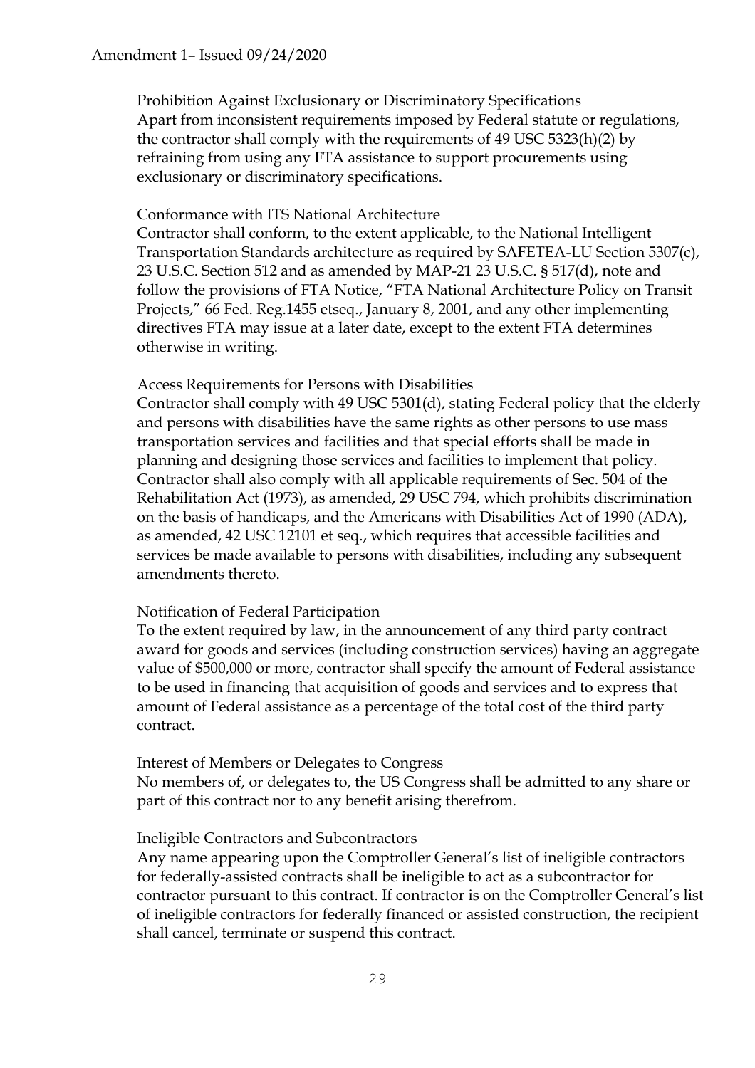Prohibition Against Exclusionary or Discriminatory Specifications
Apart from inconsistent requirements imposed by Federal statute or regulations, the contractor shall comply with the requirements of 49 USC 5323(h)(2) by refraining from using any FTA assistance to support procurements using exclusionary or discriminatory specifications.

Conformance with ITS National Architecture
Contractor shall conform, to the extent applicable, to the National Intelligent Transportation Standards architecture as required by SAFETEA-LU Section 5307(c), 23 U.S.C. Section 512 and as amended by MAP-21 23 U.S.C. § 517(d), note and follow the provisions of FTA Notice, "FTA National Architecture Policy on Transit Projects," 66 Fed. Reg.1455 etseq., January 8, 2001, and any other implementing directives FTA may issue at a later date, except to the extent FTA determines otherwise in writing.

Access Requirements for Persons with Disabilities
Contractor shall comply with 49 USC 5301(d), stating Federal policy that the elderly and persons with disabilities have the same rights as other persons to use mass transportation services and facilities and that special efforts shall be made in planning and designing those services and facilities to implement that policy. Contractor shall also comply with all applicable requirements of Sec. 504 of the Rehabilitation Act (1973), as amended, 29 USC 794, which prohibits discrimination on the basis of handicaps, and the Americans with Disabilities Act of 1990 (ADA), as amended, 42 USC 12101 et seq., which requires that accessible facilities and services be made available to persons with disabilities, including any subsequent amendments thereto.

Notification of Federal Participation
To the extent required by law, in the announcement of any third party contract award for goods and services (including construction services) having an aggregate value of $500,000 or more, contractor shall specify the amount of Federal assistance to be used in financing that acquisition of goods and services and to express that amount of Federal assistance as a percentage of the total cost of the third party contract.

Interest of Members or Delegates to Congress
No members of, or delegates to, the US Congress shall be admitted to any share or part of this contract nor to any benefit arising therefrom.

Ineligible Contractors and Subcontractors
Any name appearing upon the Comptroller General's list of ineligible contractors for federally-assisted contracts shall be ineligible to act as a subcontractor for contractor pursuant to this contract. If contractor is on the Comptroller General's list of ineligible contractors for federally financed or assisted construction, the recipient shall cancel, terminate or suspend this contract.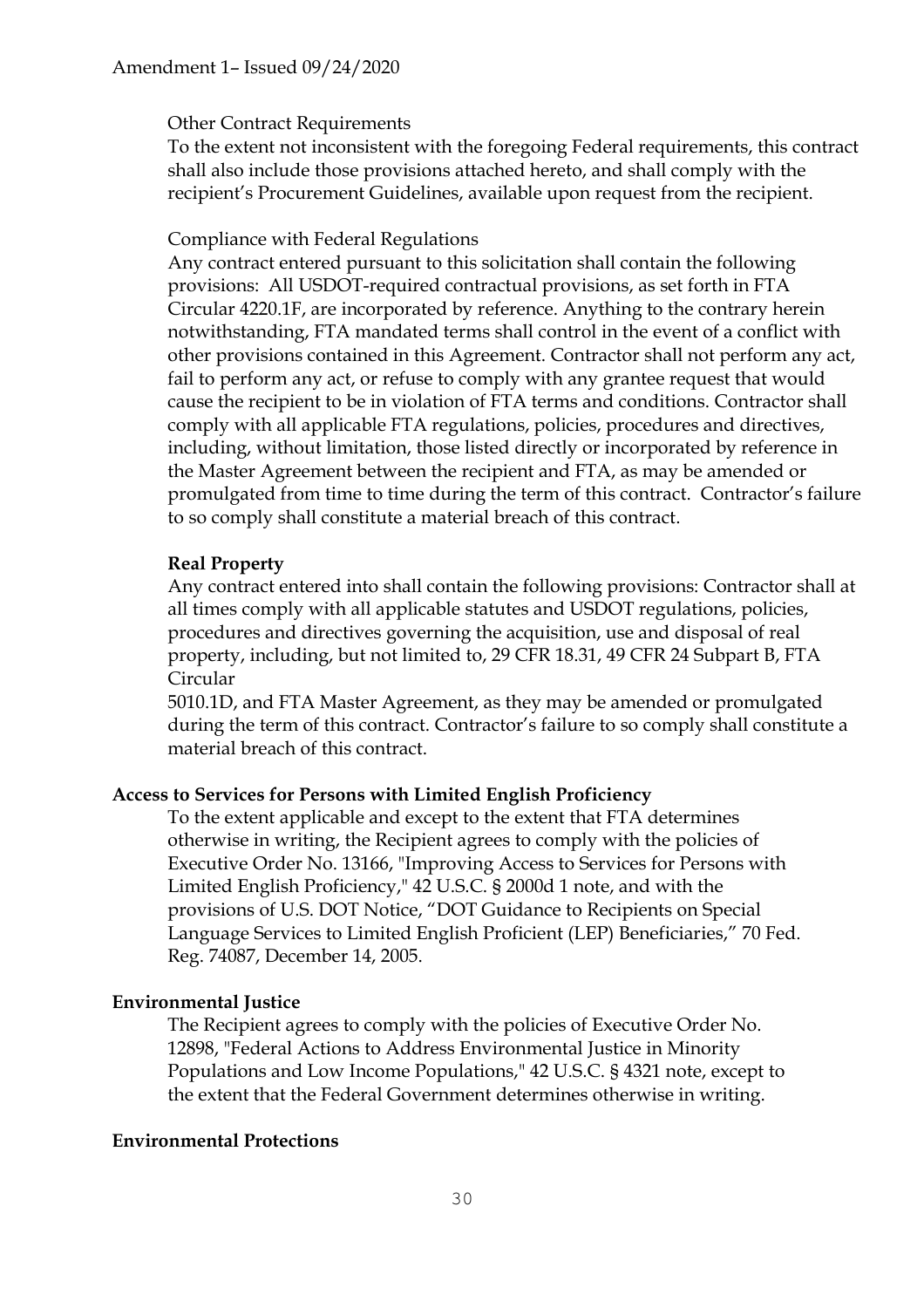Amendment 1– Issued 09/24/2020

Other Contract Requirements

To the extent not inconsistent with the foregoing Federal requirements, this contract shall also include those provisions attached hereto, and shall comply with the recipient's Procurement Guidelines, available upon request from the recipient.

Compliance with Federal Regulations

Any contract entered pursuant to this solicitation shall contain the following provisions: All USDOT-required contractual provisions, as set forth in FTA Circular 4220.1F, are incorporated by reference. Anything to the contrary herein notwithstanding, FTA mandated terms shall control in the event of a conflict with other provisions contained in this Agreement. Contractor shall not perform any act, fail to perform any act, or refuse to comply with any grantee request that would cause the recipient to be in violation of FTA terms and conditions. Contractor shall comply with all applicable FTA regulations, policies, procedures and directives, including, without limitation, those listed directly or incorporated by reference in the Master Agreement between the recipient and FTA, as may be amended or promulgated from time to time during the term of this contract. Contractor's failure to so comply shall constitute a material breach of this contract.

**Real Property**

Any contract entered into shall contain the following provisions: Contractor shall at all times comply with all applicable statutes and USDOT regulations, policies, procedures and directives governing the acquisition, use and disposal of real property, including, but not limited to, 29 CFR 18.31, 49 CFR 24 Subpart B, FTA Circular 5010.1D, and FTA Master Agreement, as they may be amended or promulgated during the term of this contract. Contractor's failure to so comply shall constitute a material breach of this contract.

**Access to Services for Persons with Limited English Proficiency**

To the extent applicable and except to the extent that FTA determines otherwise in writing, the Recipient agrees to comply with the policies of Executive Order No. 13166, "Improving Access to Services for Persons with Limited English Proficiency," 42 U.S.C. § 2000d 1 note, and with the provisions of U.S. DOT Notice, "DOT Guidance to Recipients on Special Language Services to Limited English Proficient (LEP) Beneficiaries," 70 Fed. Reg. 74087, December 14, 2005.

**Environmental Justice**

The Recipient agrees to comply with the policies of Executive Order No. 12898, "Federal Actions to Address Environmental Justice in Minority Populations and Low Income Populations," 42 U.S.C. § 4321 note, except to the extent that the Federal Government determines otherwise in writing.

**Environmental Protections**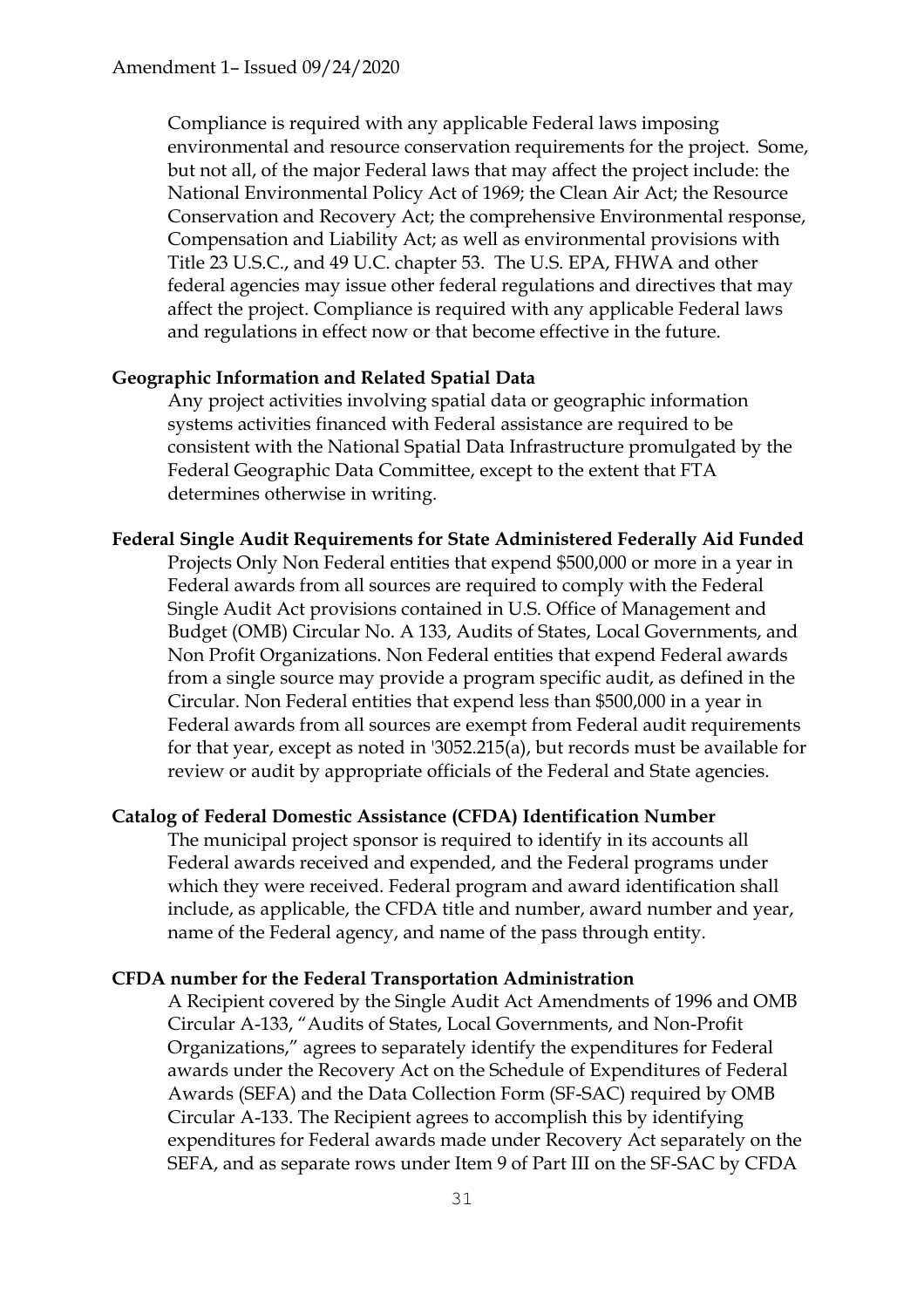Compliance is required with any applicable Federal laws imposing environmental and resource conservation requirements for the project. Some, but not all, of the major Federal laws that may affect the project include: the National Environmental Policy Act of 1969; the Clean Air Act; the Resource Conservation and Recovery Act; the comprehensive Environmental response, Compensation and Liability Act; as well as environmental provisions with Title 23 U.S.C., and 49 U.C. chapter 53. The U.S. EPA, FHWA and other federal agencies may issue other federal regulations and directives that may affect the project. Compliance is required with any applicable Federal laws and regulations in effect now or that become effective in the future.

**Geographic Information and Related Spatial Data**

Any project activities involving spatial data or geographic information systems activities financed with Federal assistance are required to be consistent with the National Spatial Data Infrastructure promulgated by the Federal Geographic Data Committee, except to the extent that FTA determines otherwise in writing.

**Federal Single Audit Requirements for State Administered Federally Aid Funded**

Projects Only Non Federal entities that expend $500,000 or more in a year in Federal awards from all sources are required to comply with the Federal Single Audit Act provisions contained in U.S. Office of Management and Budget (OMB) Circular No. A 133, Audits of States, Local Governments, and Non Profit Organizations. Non Federal entities that expend Federal awards from a single source may provide a program specific audit, as defined in the Circular. Non Federal entities that expend less than $500,000 in a year in Federal awards from all sources are exempt from Federal audit requirements for that year, except as noted in '3052.215(a), but records must be available for review or audit by appropriate officials of the Federal and State agencies.

**Catalog of Federal Domestic Assistance (CFDA) Identification Number**

The municipal project sponsor is required to identify in its accounts all Federal awards received and expended, and the Federal programs under which they were received. Federal program and award identification shall include, as applicable, the CFDA title and number, award number and year, name of the Federal agency, and name of the pass through entity.

**CFDA number for the Federal Transportation Administration**

A Recipient covered by the Single Audit Act Amendments of 1996 and OMB Circular A-133, "Audits of States, Local Governments, and Non-Profit Organizations," agrees to separately identify the expenditures for Federal awards under the Recovery Act on the Schedule of Expenditures of Federal Awards (SEFA) and the Data Collection Form (SF-SAC) required by OMB Circular A-133. The Recipient agrees to accomplish this by identifying expenditures for Federal awards made under Recovery Act separately on the SEFA, and as separate rows under Item 9 of Part III on the SF-SAC by CFDA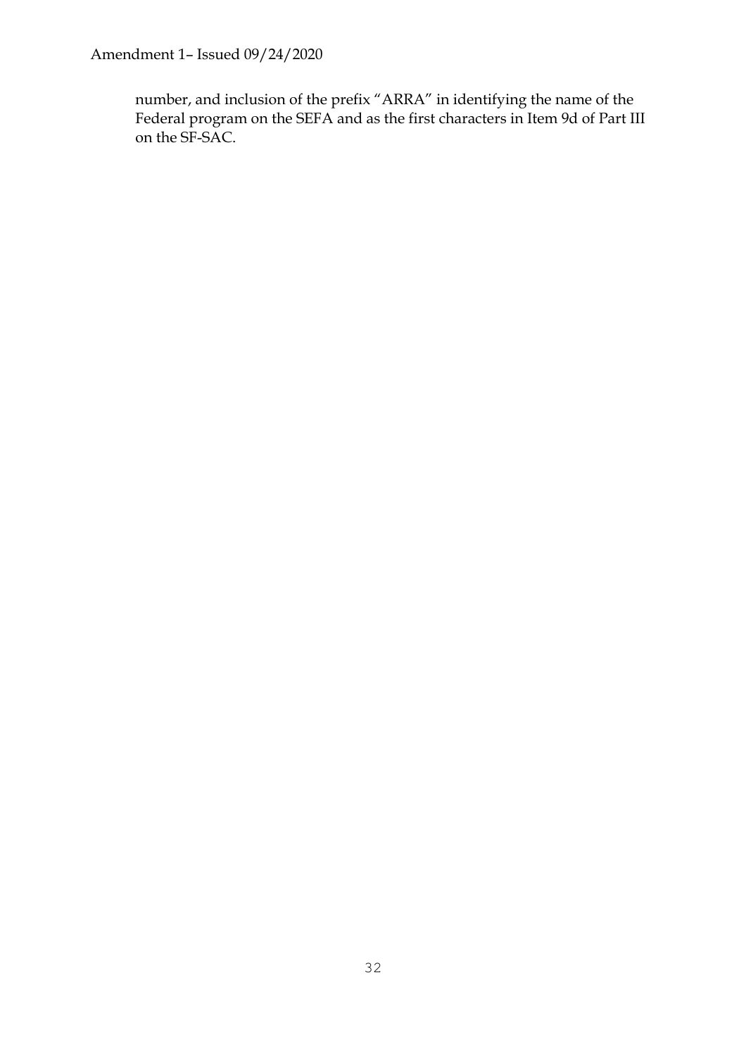number, and inclusion of the prefix "ARRA" in identifying the name of the Federal program on the SEFA and as the first characters in Item 9d of Part III on the SF-SAC.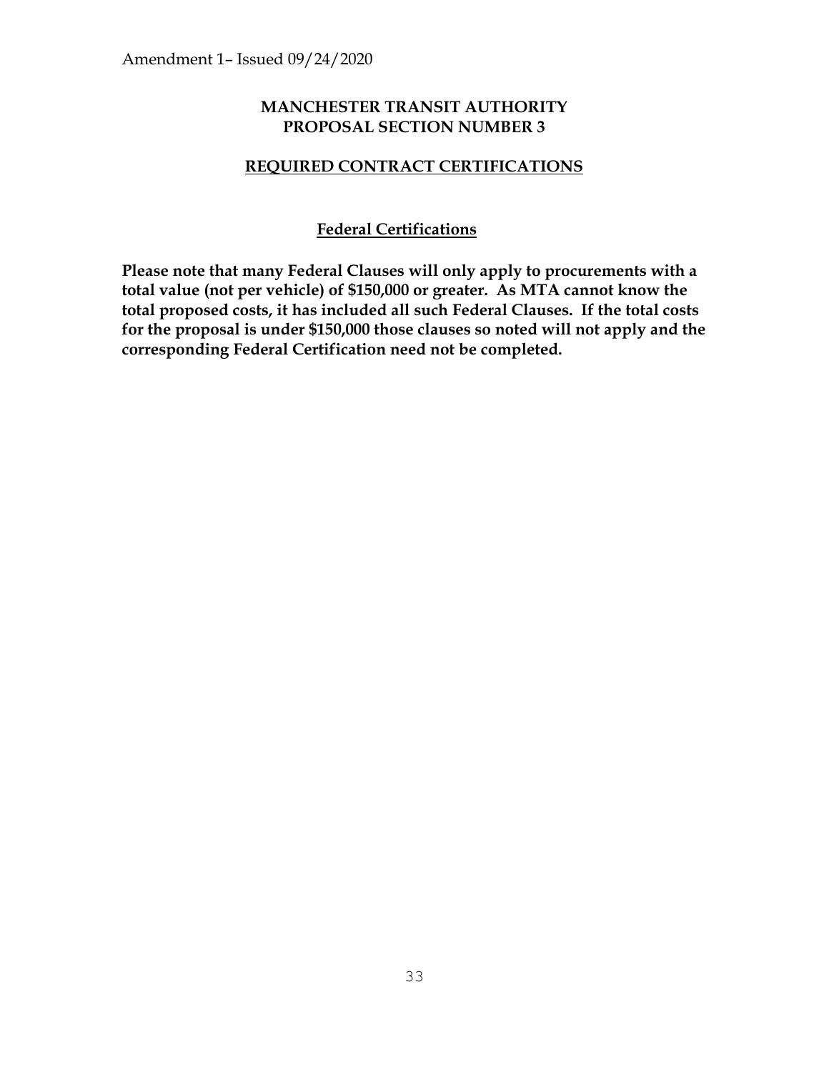Amendment 1– Issued 09/24/2020

## MANCHESTER TRANSIT AUTHORITY
## PROPOSAL SECTION NUMBER 3

## REQUIRED CONTRACT CERTIFICATIONS

### Federal Certifications

**Please note that many Federal Clauses will only apply to procurements with a total value (not per vehicle) of $150,000 or greater. As MTA cannot know the total proposed costs, it has included all such Federal Clauses. If the total costs for the proposal is under $150,000 those clauses so noted will not apply and the corresponding Federal Certification need not be completed.**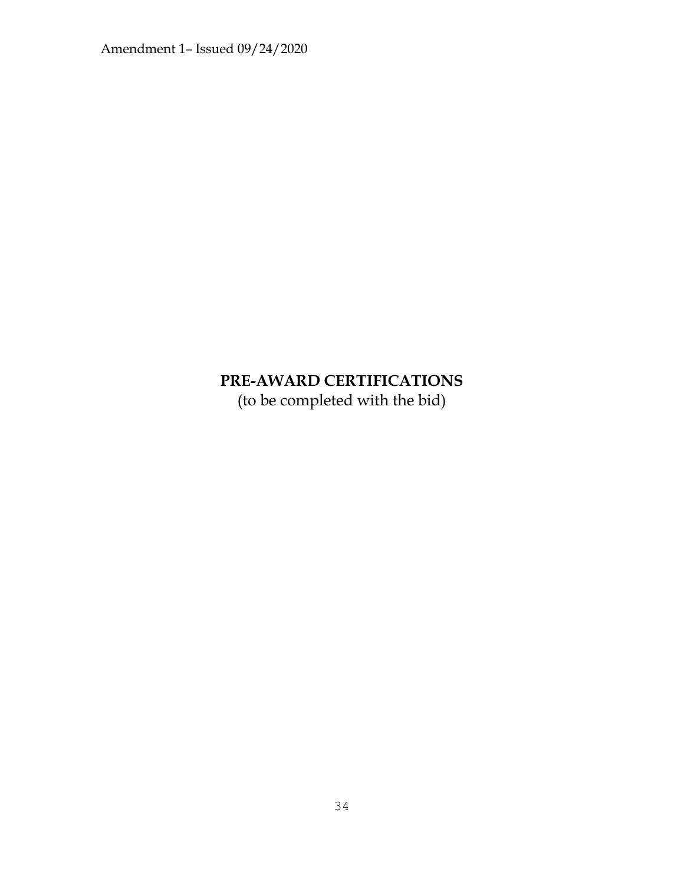# PRE-AWARD CERTIFICATIONS

(to be completed with the bid)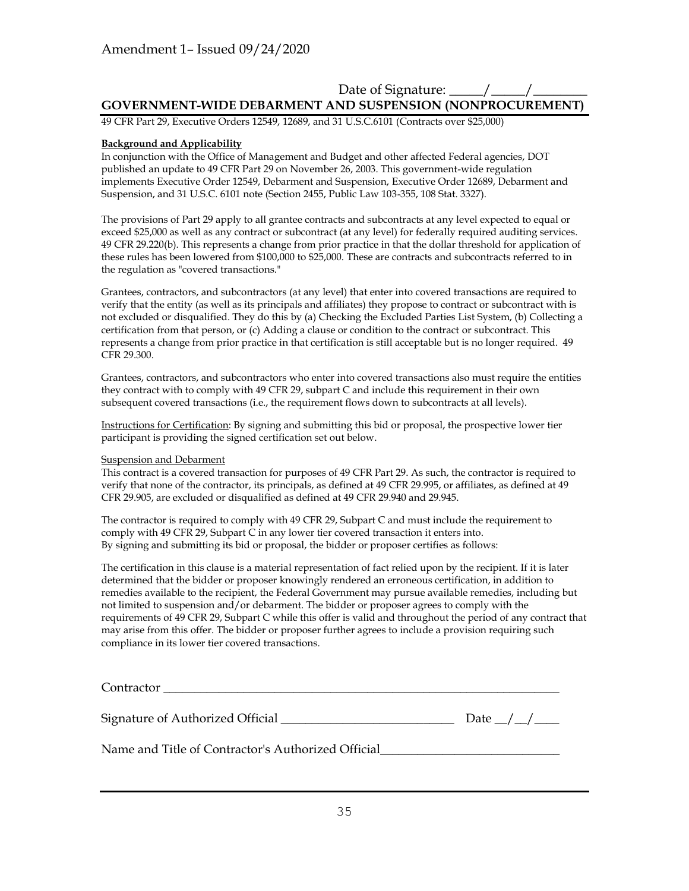Date of Signature: _____/_____/________

## GOVERNMENT-WIDE DEBARMENT AND SUSPENSION (NONPROCUREMENT)

49 CFR Part 29, Executive Orders 12549, 12689, and 31 U.S.C.6101 (Contracts over $25,000)

**Background and Applicability**

In conjunction with the Office of Management and Budget and other affected Federal agencies, DOT published an update to 49 CFR Part 29 on November 26, 2003. This government-wide regulation implements Executive Order 12549, Debarment and Suspension, Executive Order 12689, Debarment and Suspension, and 31 U.S.C. 6101 note (Section 2455, Public Law 103-355, 108 Stat. 3327).

The provisions of Part 29 apply to all grantee contracts and subcontracts at any level expected to equal or exceed $25,000 as well as any contract or subcontract (at any level) for federally required auditing services. 49 CFR 29.220(b). This represents a change from prior practice in that the dollar threshold for application of these rules has been lowered from $100,000 to $25,000. These are contracts and subcontracts referred to in the regulation as "covered transactions."

Grantees, contractors, and subcontractors (at any level) that enter into covered transactions are required to verify that the entity (as well as its principals and affiliates) they propose to contract or subcontract with is not excluded or disqualified. They do this by (a) Checking the Excluded Parties List System, (b) Collecting a certification from that person, or (c) Adding a clause or condition to the contract or subcontract. This represents a change from prior practice in that certification is still acceptable but is no longer required. 49 CFR 29.300.

Grantees, contractors, and subcontractors who enter into covered transactions also must require the entities they contract with to comply with 49 CFR 29, subpart C and include this requirement in their own subsequent covered transactions (i.e., the requirement flows down to subcontracts at all levels).

Instructions for Certification: By signing and submitting this bid or proposal, the prospective lower tier participant is providing the signed certification set out below.

Suspension and Debarment

This contract is a covered transaction for purposes of 49 CFR Part 29. As such, the contractor is required to verify that none of the contractor, its principals, as defined at 49 CFR 29.995, or affiliates, as defined at 49 CFR 29.905, are excluded or disqualified as defined at 49 CFR 29.940 and 29.945.

The contractor is required to comply with 49 CFR 29, Subpart C and must include the requirement to comply with 49 CFR 29, Subpart C in any lower tier covered transaction it enters into.
By signing and submitting its bid or proposal, the bidder or proposer certifies as follows:

The certification in this clause is a material representation of fact relied upon by the recipient. If it is later determined that the bidder or proposer knowingly rendered an erroneous certification, in addition to remedies available to the recipient, the Federal Government may pursue available remedies, including but not limited to suspension and/or debarment. The bidder or proposer agrees to comply with the requirements of 49 CFR 29, Subpart C while this offer is valid and throughout the period of any contract that may arise from this offer. The bidder or proposer further agrees to include a provision requiring such compliance in its lower tier covered transactions.

Contractor ___________________________________________________________________

Signature of Authorized Official ____________________________ Date __/__/____

Name and Title of Contractor's Authorized Official____________________________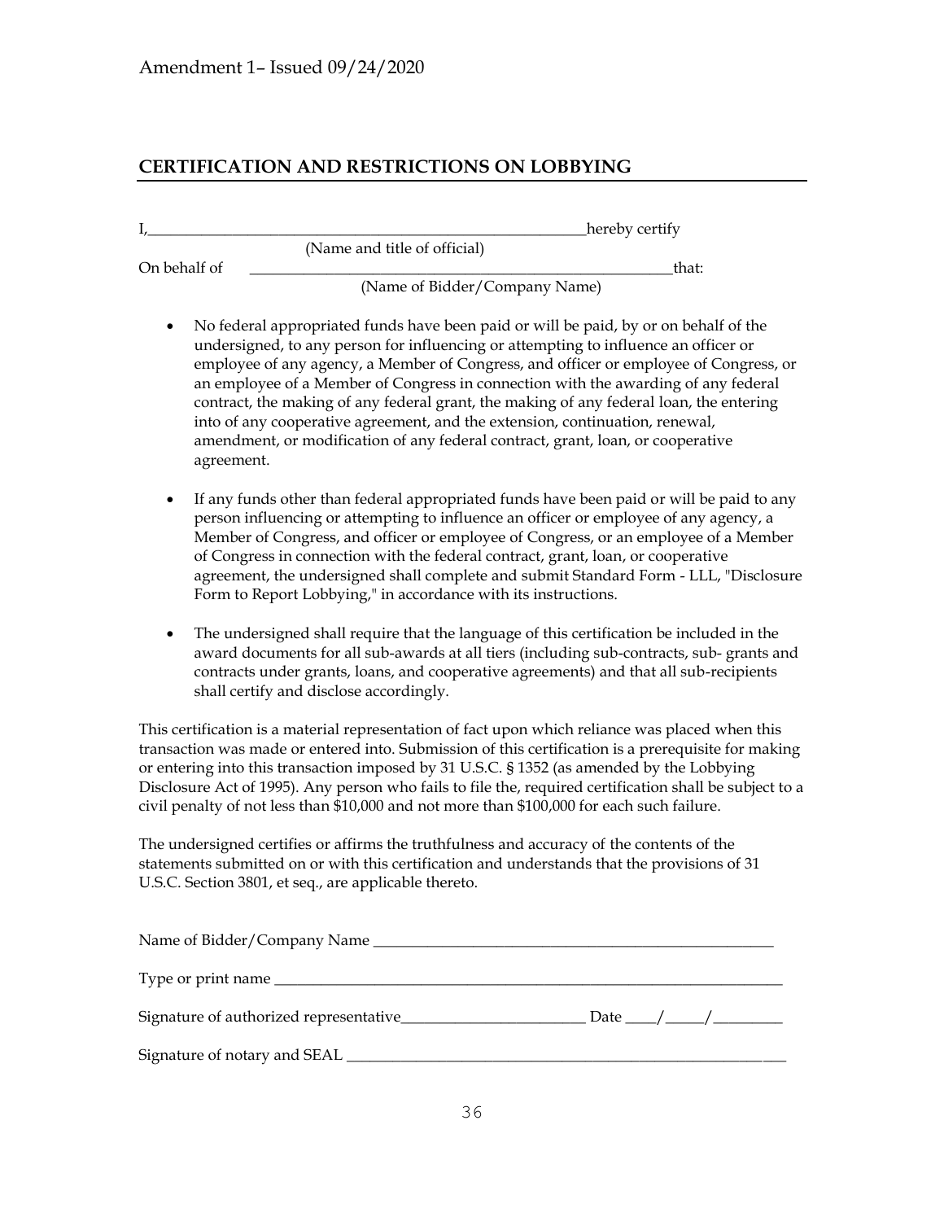Amendment 1– Issued 09/24/2020

## CERTIFICATION AND RESTRICTIONS ON LOBBYING

I,__________________________________________________________hereby certify
(Name and title of official)

On behail of ________________________________________________________that:
(Name of Bidder/Company Name)

- No federal appropriated funds have been paid or will be paid, by or on behalf of the undersigned, to any person for influencing or attempting to influence an officer or employee of any agency, a Member of Congress, and officer or employee of Congress, or an employee of a Member of Congress in connection with the awarding of any federal contract, the making of any federal grant, the making of any federal loan, the entering into of any cooperative agreement, and the extension, continuation, renewal, amendment, or modification of any federal contract, grant, loan, or cooperative agreement.

- If any funds other than federal appropriated funds have been paid or will be paid to any person influencing or attempting to influence an officer or employee of any agency, a Member of Congress, and officer or employee of Congress, or an employee of a Member of Congress in connection with the federal contract, grant, loan, or cooperative agreement, the undersigned shall complete and submit Standard Form - LLL, "Disclosure Form to Report Lobbying," in accordance with its instructions.

- The undersigned shall require that the language of this certification be included in the award documents for all sub-awards at all tiers (including sub-contracts, sub- grants and contracts under grants, loans, and cooperative agreements) and that all sub-recipients shall certify and disclose accordingly.

This certification is a material representation of fact upon which reliance was placed when this transaction was made or entered into. Submission of this certification is a prerequisite for making or entering into this transaction imposed by 31 U.S.C. § 1352 (as amended by the Lobbying Disclosure Act of 1995). Any person who fails to file the, required certification shall be subject to a civil penalty of not less than $10,000 and not more than $100,000 for each such failure.

The undersigned certifies or affirms the truthfulness and accuracy of the contents of the statements submitted on or with this certification and understands that the provisions of 31 U.S.C. Section 3801, et seq., are applicable thereto.

Name of Bidder/Company Name ______________________________________________________

Type or print name _____________________________________________________________________

Signature of authorized representative________________________ Date ____/_____/_________

Signature of notary and SEAL _____________________________________________________________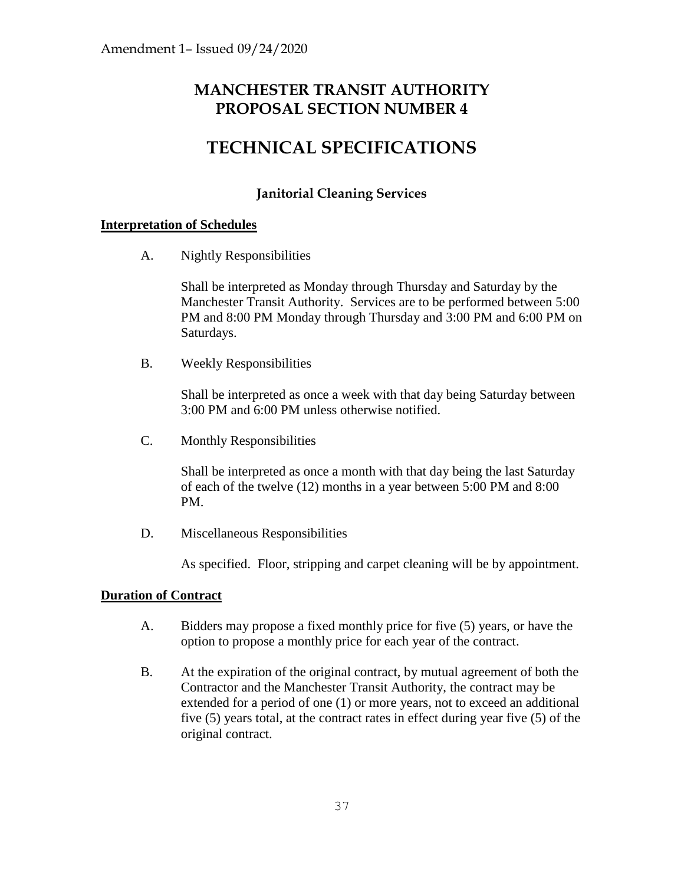Amendment 1– Issued 09/24/2020

# MANCHESTER TRANSIT AUTHORITY
# PROPOSAL SECTION NUMBER 4

# TECHNICAL SPECIFICATIONS

### Janitorial Cleaning Services

**Interpretation of Schedules**

A. Nightly Responsibilities

Shall be interpreted as Monday through Thursday and Saturday by the Manchester Transit Authority. Services are to be performed between 5:00 PM and 8:00 PM Monday through Thursday and 3:00 PM and 6:00 PM on Saturdays.

B. Weekly Responsibilities

Shall be interpreted as once a week with that day being Saturday between 3:00 PM and 6:00 PM unless otherwise notified.

C. Monthly Responsibilities

Shall be interpreted as once a month with that day being the last Saturday of each of the twelve (12) months in a year between 5:00 PM and 8:00 PM.

D. Miscellaneous Responsibilities

As specified. Floor, stripping and carpet cleaning will be by appointment.

**Duration of Contract**

A. Bidders may propose a fixed monthly price for five (5) years, or have the option to propose a monthly price for each year of the contract.

B. At the expiration of the original contract, by mutual agreement of both the Contractor and the Manchester Transit Authority, the contract may be extended for a period of one (1) or more years, not to exceed an additional five (5) years total, at the contract rates in effect during year five (5) of the original contract.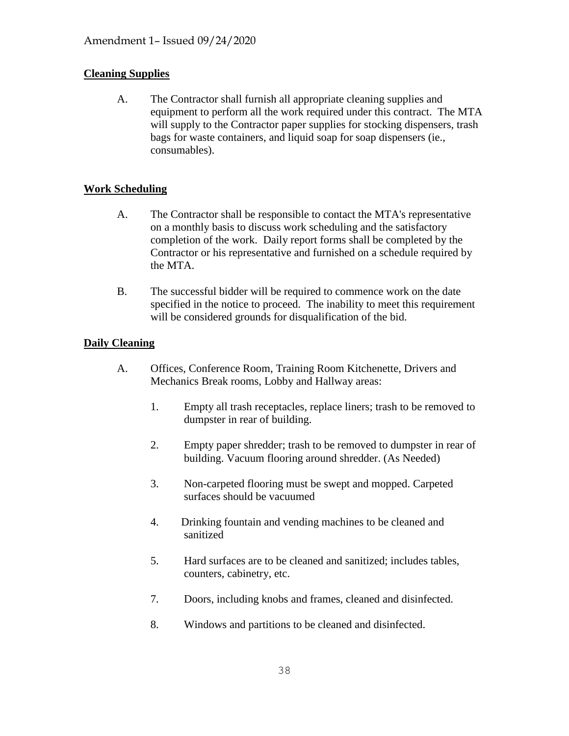Amendment 1– Issued 09/24/2020

**Cleaning Supplies**

A. The Contractor shall furnish all appropriate cleaning supplies and equipment to perform all the work required under this contract. The MTA will supply to the Contractor paper supplies for stocking dispensers, trash bags for waste containers, and liquid soap for soap dispensers (ie., consumables).

**Work Scheduling**

A. The Contractor shall be responsible to contact the MTA's representative on a monthly basis to discuss work scheduling and the satisfactory completion of the work. Daily report forms shall be completed by the Contractor or his representative and furnished on a schedule required by the MTA.

B. The successful bidder will be required to commence work on the date specified in the notice to proceed. The inability to meet this requirement will be considered grounds for disqualification of the bid.

**Daily Cleaning**

A. Offices, Conference Room, Training Room Kitchenette, Drivers and Mechanics Break rooms, Lobby and Hallway areas:

1. Empty all trash receptacles, replace liners; trash to be removed to dumpster in rear of building.

2. Empty paper shredder; trash to be removed to dumpster in rear of building. Vacuum flooring around shredder. (As Needed)

3. Non-carpeted flooring must be swept and mopped. Carpeted surfaces should be vacuumed

4. Drinking fountain and vending machines to be cleaned and sanitized

5. Hard surfaces are to be cleaned and sanitized; includes tables, counters, cabinetry, etc.

7. Doors, including knobs and frames, cleaned and disinfected.

8. Windows and partitions to be cleaned and disinfected.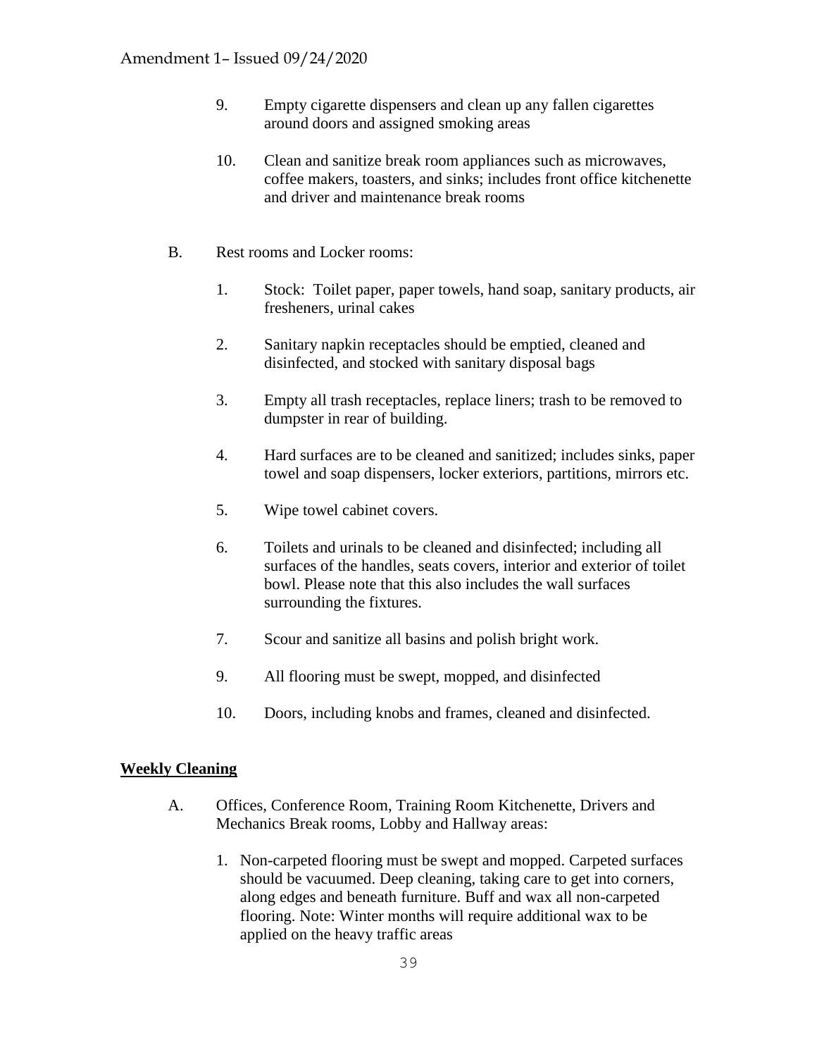9. Empty cigarette dispensers and clean up any fallen cigarettes around doors and assigned smoking areas

10. Clean and sanitize break room appliances such as microwaves, coffee makers, toasters, and sinks; includes front office kitchenette and driver and maintenance break rooms

B. Rest rooms and Locker rooms:

1. Stock: Toilet paper, paper towels, hand soap, sanitary products, air fresheners, urinal cakes

2. Sanitary napkin receptacles should be emptied, cleaned and disinfected, and stocked with sanitary disposal bags

3. Empty all trash receptacles, replace liners; trash to be removed to dumpster in rear of building.

4. Hard surfaces are to be cleaned and sanitized; includes sinks, paper towel and soap dispensers, locker exteriors, partitions, mirrors etc.

5. Wipe towel cabinet covers.

6. Toilets and urinals to be cleaned and disinfected; including all surfaces of the handles, seats covers, interior and exterior of toilet bowl. Please note that this also includes the wall surfaces surrounding the fixtures.

7. Scour and sanitize all basins and polish bright work.

9. All flooring must be swept, mopped, and disinfected

10. Doors, including knobs and frames, cleaned and disinfected.

**Weekly Cleaning**

A. Offices, Conference Room, Training Room Kitchenette, Drivers and Mechanics Break rooms, Lobby and Hallway areas:

1. Non-carpeted flooring must be swept and mopped. Carpeted surfaces should be vacuumed. Deep cleaning, taking care to get into corners, along edges and beneath furniture. Buff and wax all non-carpeted flooring. Note: Winter months will require additional wax to be applied on the heavy traffic areas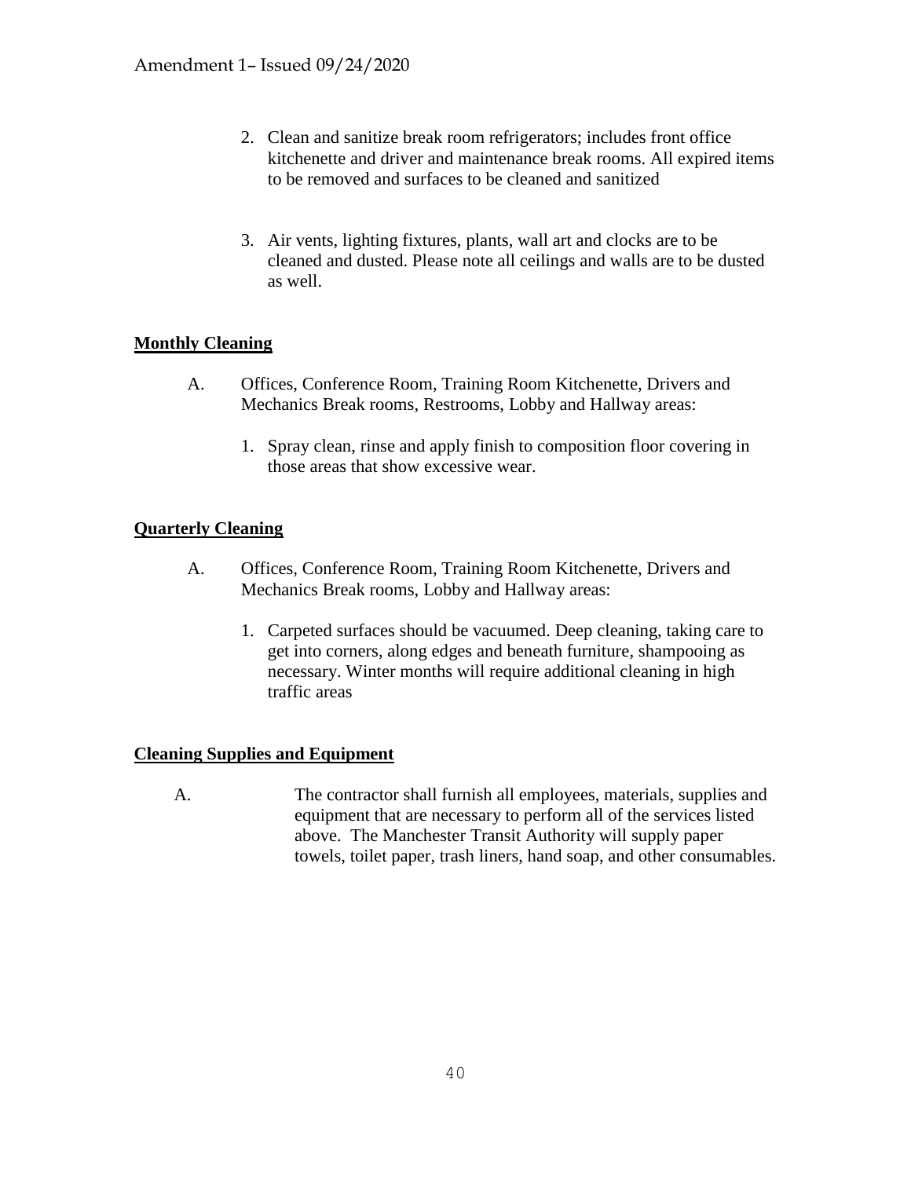2. Clean and sanitize break room refrigerators; includes front office kitchenette and driver and maintenance break rooms. All expired items to be removed and surfaces to be cleaned and sanitized

3. Air vents, lighting fixtures, plants, wall art and clocks are to be cleaned and dusted. Please note all ceilings and walls are to be dusted as well.

**Monthly Cleaning**

A. Offices, Conference Room, Training Room Kitchenette, Drivers and Mechanics Break rooms, Restrooms, Lobby and Hallway areas:

   1. Spray clean, rinse and apply finish to composition floor covering in those areas that show excessive wear.

**Quarterly Cleaning**

A. Offices, Conference Room, Training Room Kitchenette, Drivers and Mechanics Break rooms, Lobby and Hallway areas:

   1. Carpeted surfaces should be vacuumed. Deep cleaning, taking care to get into corners, along edges and beneath furniture, shampooing as necessary. Winter months will require additional cleaning in high traffic areas

**Cleaning Supplies and Equipment**

A. The contractor shall furnish all employees, materials, supplies and equipment that are necessary to perform all of the services listed above. The Manchester Transit Authority will supply paper towels, toilet paper, trash liners, hand soap, and other consumables.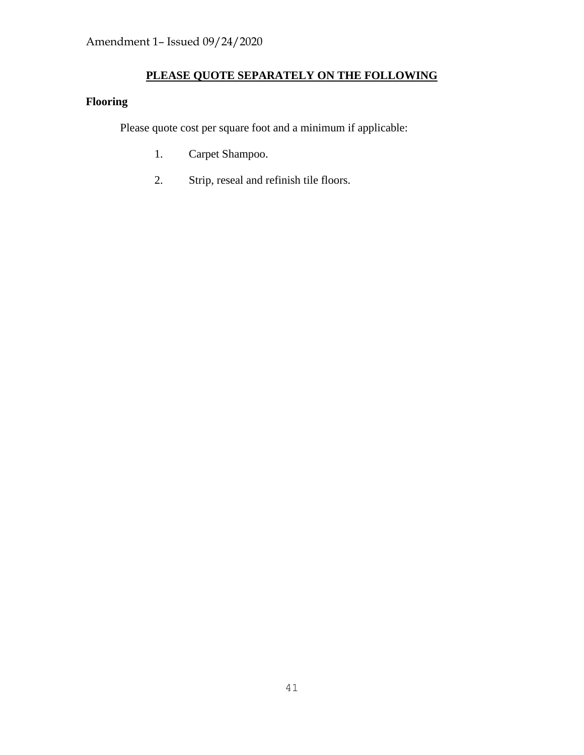Amendment 1– Issued 09/24/2020

## PLEASE QUOTE SEPARATELY ON THE FOLLOWING

**Flooring**

Please quote cost per square foot and a minimum if applicable:

1. Carpet Shampoo.
2. Strip, reseal and refinish tile floors.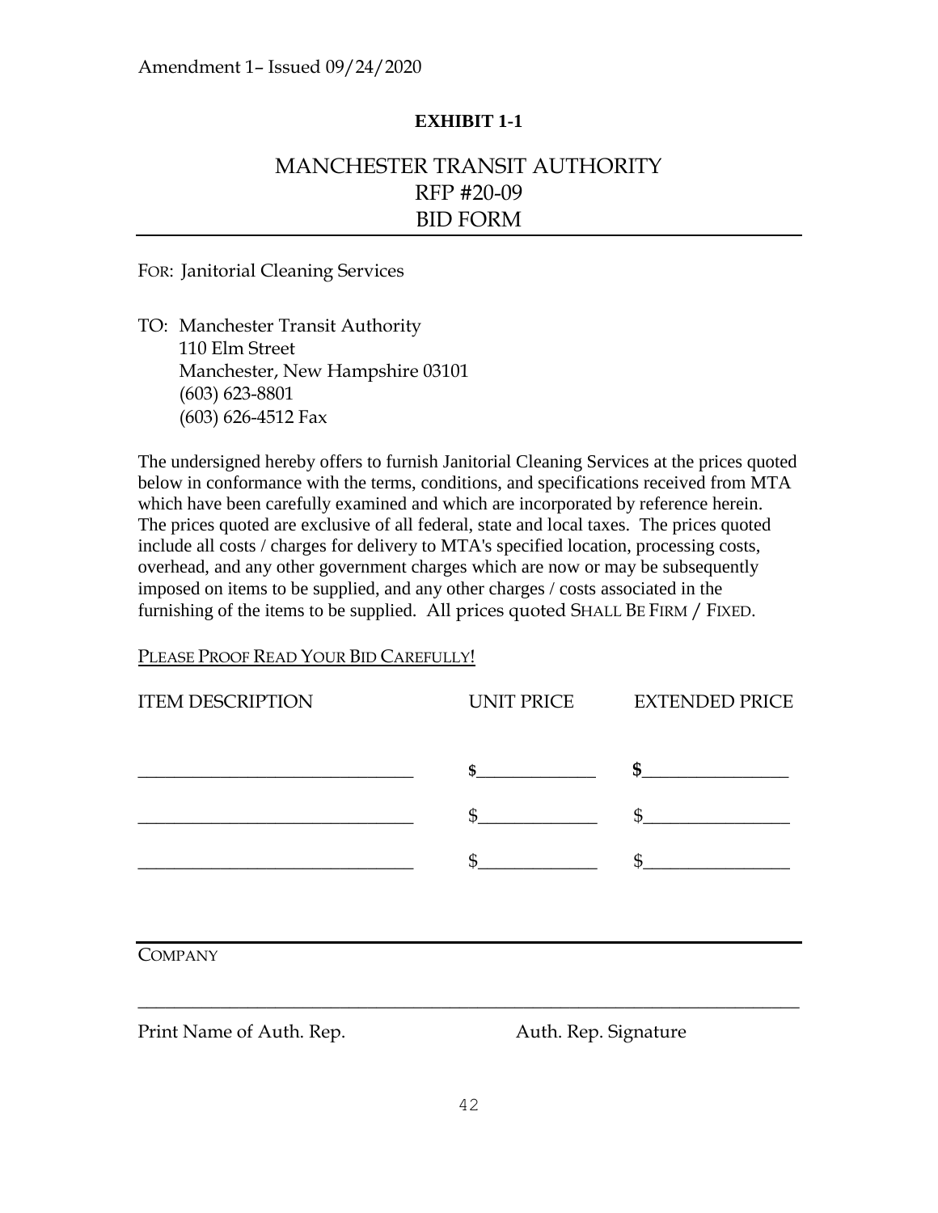Amendment 1– Issued 09/24/2020

**EXHIBIT 1-1**

# MANCHESTER TRANSIT AUTHORITY
# RFP #20-09
# BID FORM

FOR: Janitorial Cleaning Services

TO: Manchester Transit Authority
110 Elm Street
Manchester, New Hampshire 03101
(603) 623-8801
(603) 626-4512 Fax

The undersigned hereby offers to furnish Janitorial Cleaning Services at the prices quoted below in conformance with the terms, conditions, and specifications received from MTA which have been carefully examined and which are incorporated by reference herein. The prices quoted are exclusive of all federal, state and local taxes. The prices quoted include all costs / charges for delivery to MTA's specified location, processing costs, overhead, and any other government charges which are now or may be subsequently imposed on items to be supplied, and any other charges / costs associated in the furnishing of the items to be supplied. All prices quoted SHALL BE FIRM / FIXED.

PLEASE PROOF READ YOUR BID CAREFULLY!

| ITEM DESCRIPTION | UNIT PRICE | EXTENDED PRICE |
|---|---|---|
| ______________________________ | **$**_____________ | **$**________________ |
| ______________________________ | $_____________ | $________________ |
| ______________________________ | $_____________ | $________________ |

_______________________________________________________________

COMPANY

_______________________________________________________________

Print Name of Auth. Rep. Auth. Rep. Signature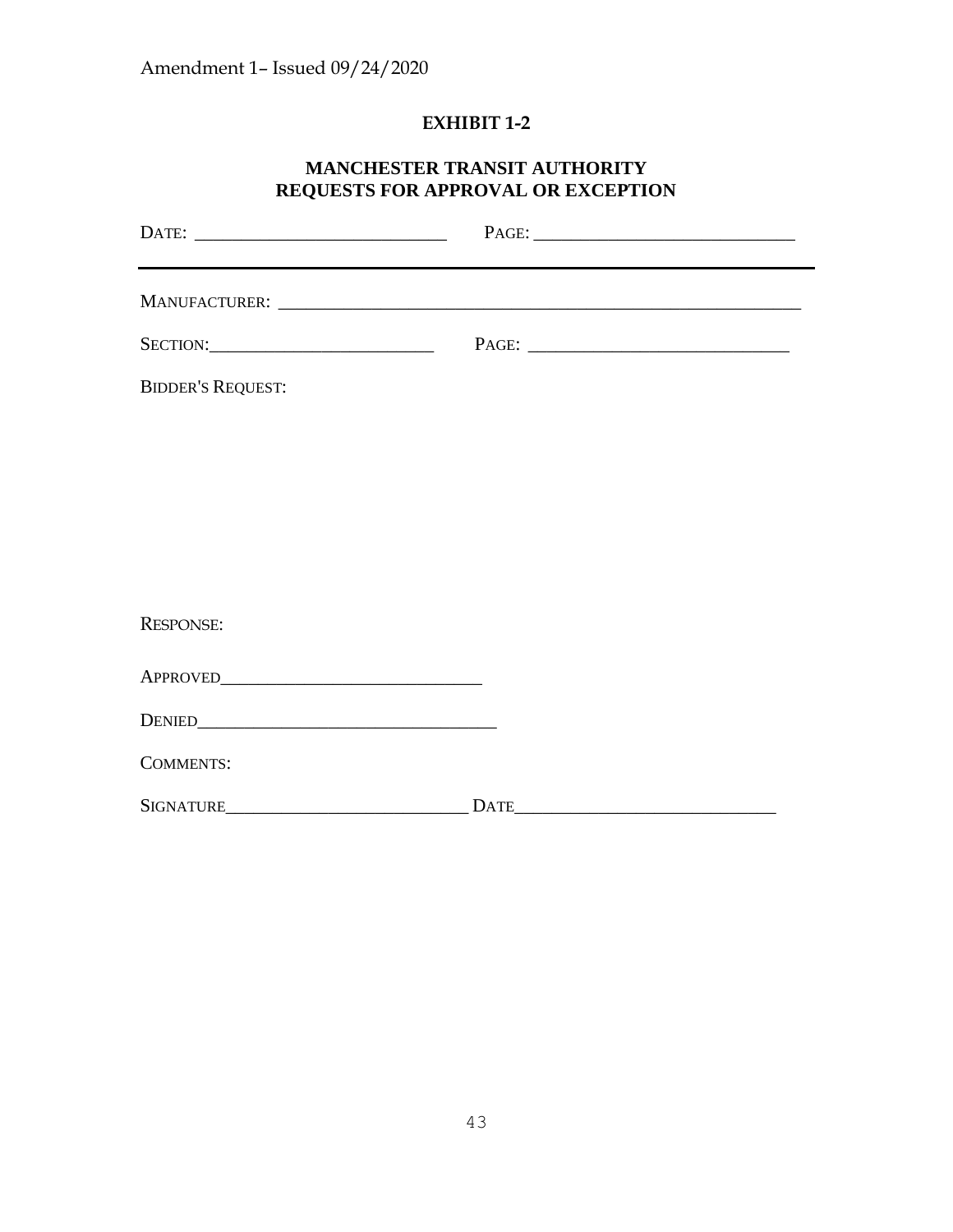Amendment 1– Issued 09/24/2020

## EXHIBIT 1-2

## MANCHESTER TRANSIT AUTHORITY
## REQUESTS FOR APPROVAL OR EXCEPTION

DATE: ___________________________ PAGE: ____________________________

---

MANUFACTURER: __________________________________________________________

SECTION:________________________ PAGE: ____________________________

BIDDER'S REQUEST:

RESPONSE:

APPROVED____________________________

DENIED________________________________

COMMENTS:

SIGNATURE__________________________ DATE____________________________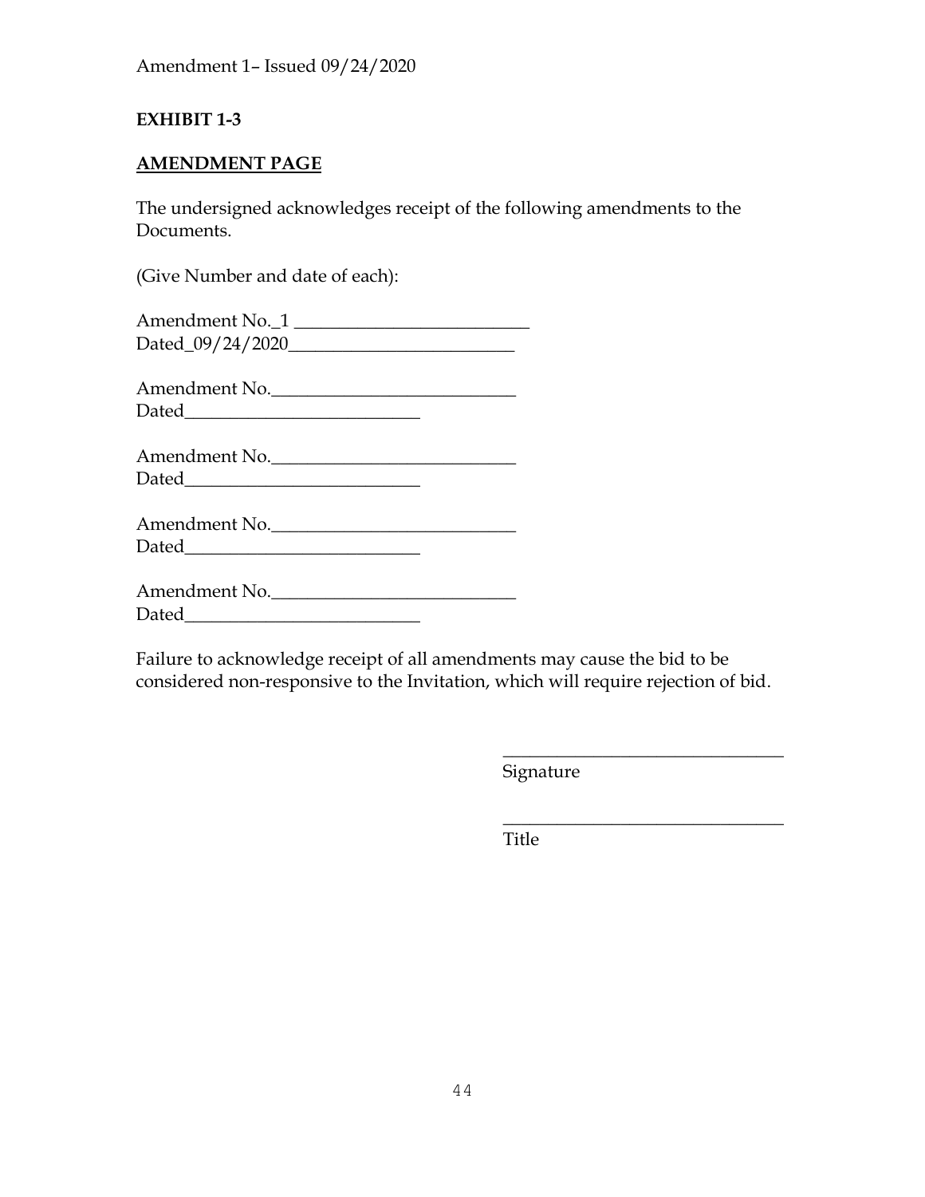Amendment 1– Issued 09/24/2020

**EXHIBIT 1-3**

**AMENDMENT PAGE**

The undersigned acknowledges receipt of the following amendments to the Documents.

(Give Number and date of each):

Amendment No._1 ___________________________
Dated_09/24/2020__________________________

Amendment No.____________________________
Dated___________________________

Amendment No.____________________________
Dated___________________________

Amendment No.____________________________
Dated___________________________

Amendment No.____________________________
Dated___________________________

Failure to acknowledge receipt of all amendments may cause the bid to be considered non-responsive to the Invitation, which will require rejection of bid.

________________________________
Signature

________________________________
Title